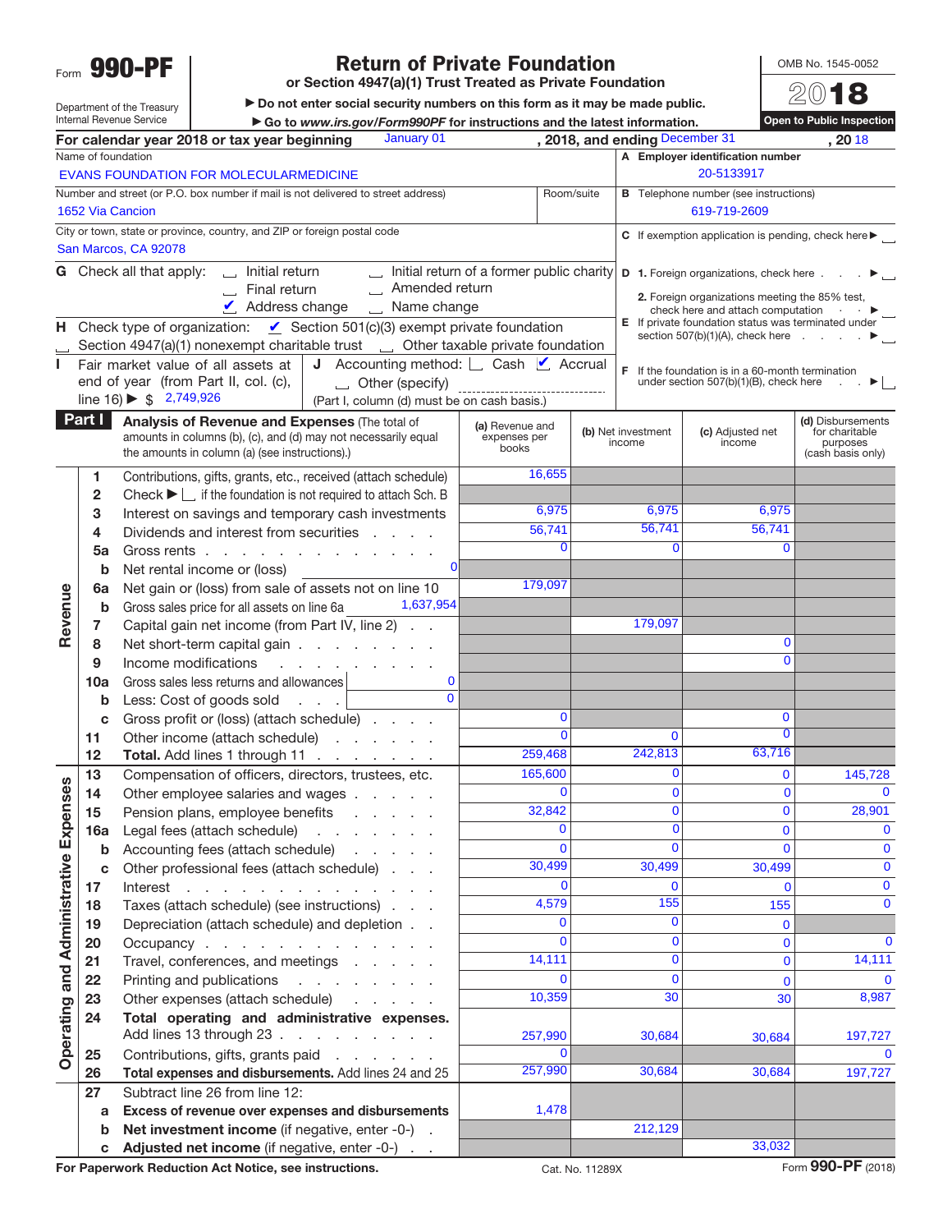Form **990-PF**

Department of the Treasury
Internal Revenue Service

# Return of Private Foundation

**or Section 4947(a)(1) Trust Treated as Private Foundation**

▶ **Do not enter social security numbers on this form as it may be made public.**

▶ **Go to *www.irs.gov/Form990PF* for instructions and the latest information.**

OMB No. 1545-0052

**2018**

**Open to Public Inspection**

**For calendar year 2018 or tax year beginning** January 01 **, 2018, and ending** December 31 **, 20** 18

Name of foundation: EVANS FOUNDATION FOR MOLECULARMEDICINE

**A Employer identification number:** 20-5133917

Number and street (or P.O. box number if mail is not delivered to street address): 1652 Via Cancion — Room/suite:

**B** Telephone number (see instructions): 619-719-2609

City or town, state or province, country, and ZIP or foreign postal code: San Marcos, CA 92078

**C** If exemption application is pending, check here ▶ ☐

**G** Check all that apply: ☐ Initial return ☐ Initial return of a former public charity ☐ Final return ☐ Amended return ☑ Address change ☐ Name change

**D 1.** Foreign organizations, check here ▶ ☐

**2.** Foreign organizations meeting the 85% test, check here and attach computation ▶ ☐

**E** If private foundation status was terminated under section 507(b)(1)(A), check here ▶ ☐

**H** Check type of organization: ☑ Section 501(c)(3) exempt private foundation ☐ Section 4947(a)(1) nonexempt charitable trust ☐ Other taxable private foundation

**I** Fair market value of all assets at end of year (from Part II, col. (c), line 16) ▶ $ 2,749,926

**J** Accounting method: ☐ Cash ☑ Accrual ☐ Other (specify) (Part I, column (d) must be on cash basis.)

**F** If the foundation is in a 60-month termination under section 507(b)(1)(B), check here ▶ ☐

## Part I Analysis of Revenue and Expenses (The total of amounts in columns (b), (c), and (d) may not necessarily equal the amounts in column (a) (see instructions).)

| | Line | Description | (a) Revenue and expenses per books | (b) Net investment income | (c) Adjusted net income | (d) Disbursements for charitable purposes (cash basis only) |
|---|---|---|---|---|---|---|
| Revenue | 1 | Contributions, gifts, grants, etc., received (attach schedule) | 16,655 | | | |
| | 2 | Check ▶ ☐ if the foundation is not required to attach Sch. B | | | | |
| | 3 | Interest on savings and temporary cash investments | 6,975 | 6,975 | 6,975 | |
| | 4 | Dividends and interest from securities | 56,741 | 56,741 | 56,741 | |
| | 5a | Gross rents | 0 | 0 | 0 | |
| | b | Net rental income or (loss) 0 | | | | |
| | 6a | Net gain or (loss) from sale of assets not on line 10 | 179,097 | | | |
| | b | Gross sales price for all assets on line 6a 1,637,954 | | | | |
| | 7 | Capital gain net income (from Part IV, line 2) | | 179,097 | | |
| | 8 | Net short-term capital gain | | | 0 | |
| | 9 | Income modifications | | | 0 | |
| | 10a | Gross sales less returns and allowances 0 | | | | |
| | b | Less: Cost of goods sold 0 | | | | |
| | c | Gross profit or (loss) (attach schedule) | 0 | | 0 | |
| | 11 | Other income (attach schedule) | 0 | 0 | 0 | |
| | 12 | **Total.** Add lines 1 through 11 | 259,468 | 242,813 | 63,716 | |
| Operating and Administrative Expenses | 13 | Compensation of officers, directors, trustees, etc. | 165,600 | 0 | 0 | 145,728 |
| | 14 | Other employee salaries and wages | 0 | 0 | 0 | 0 |
| | 15 | Pension plans, employee benefits | 32,842 | 0 | 0 | 28,901 |
| | 16a | Legal fees (attach schedule) | 0 | 0 | 0 | 0 |
| | b | Accounting fees (attach schedule) | 0 | 0 | 0 | 0 |
| | c | Other professional fees (attach schedule) | 30,499 | 30,499 | 30,499 | 0 |
| | 17 | Interest | 0 | 0 | 0 | 0 |
| | 18 | Taxes (attach schedule) (see instructions) | 4,579 | 155 | 155 | 0 |
| | 19 | Depreciation (attach schedule) and depletion | 0 | 0 | 0 | |
| | 20 | Occupancy | 0 | 0 | 0 | 0 |
| | 21 | Travel, conferences, and meetings | 14,111 | 0 | 0 | 14,111 |
| | 22 | Printing and publications | 0 | 0 | 0 | 0 |
| | 23 | Other expenses (attach schedule) | 10,359 | 30 | 30 | 8,987 |
| | 24 | **Total operating and administrative expenses.** Add lines 13 through 23 | 257,990 | 30,684 | 30,684 | 197,727 |
| | 25 | Contributions, gifts, grants paid | 0 | | | 0 |
| | 26 | **Total expenses and disbursements.** Add lines 24 and 25 | 257,990 | 30,684 | 30,684 | 197,727 |
| | 27 | Subtract line 26 from line 12: | | | | |
| | a | **Excess of revenue over expenses and disbursements** | 1,478 | | | |
| | b | **Net investment income** (if negative, enter -0-) | | 212,129 | | |
| | c | **Adjusted net income** (if negative, enter -0-) | | | 33,032 | |

**For Paperwork Reduction Act Notice, see instructions.** Cat. No. 11289X Form **990-PF** (2018)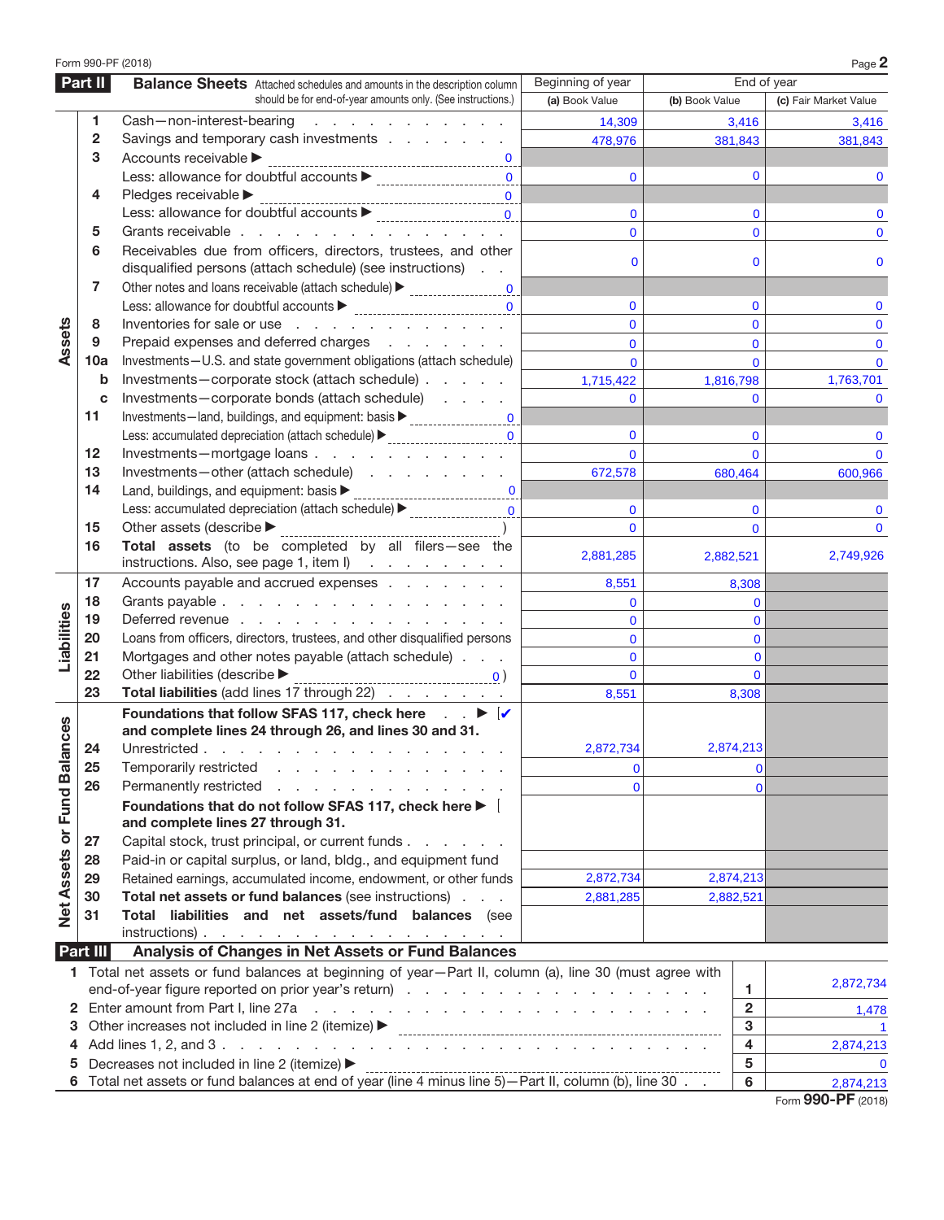Form 990-PF (2018)

## Part II Balance Sheets

Attached schedules and amounts in the description column should be for end-of-year amounts only. (See instructions.)

| | | | Beginning of year | End of year | |
|---|---|---|---|---|---|
| | | | (a) Book Value | (b) Book Value | (c) Fair Market Value |
| **Assets** | 1 | Cash—non-interest-bearing | 14,309 | 3,416 | 3,416 |
| | 2 | Savings and temporary cash investments | 478,976 | 381,843 | 381,843 |
| | 3 | Accounts receivable ▶ 0 | | | |
| | | Less: allowance for doubtful accounts ▶ 0 | 0 | 0 | 0 |
| | 4 | Pledges receivable ▶ 0 | | | |
| | | Less: allowance for doubtful accounts ▶ 0 | 0 | 0 | 0 |
| | 5 | Grants receivable | 0 | 0 | 0 |
| | 6 | Receivables due from officers, directors, trustees, and other disqualified persons (attach schedule) (see instructions) | 0 | 0 | 0 |
| | 7 | Other notes and loans receivable (attach schedule) ▶ 0 | | | |
| | | Less: allowance for doubtful accounts ▶ 0 | 0 | 0 | 0 |
| | 8 | Inventories for sale or use | 0 | 0 | 0 |
| | 9 | Prepaid expenses and deferred charges | 0 | 0 | 0 |
| | 10a | Investments—U.S. and state government obligations (attach schedule) | 0 | 0 | 0 |
| | b | Investments—corporate stock (attach schedule) | 1,715,422 | 1,816,798 | 1,763,701 |
| | c | Investments—corporate bonds (attach schedule) | 0 | 0 | 0 |
| | 11 | Investments—land, buildings, and equipment: basis ▶ 0 | | | |
| | | Less: accumulated depreciation (attach schedule) ▶ 0 | 0 | 0 | 0 |
| | 12 | Investments—mortgage loans | 0 | 0 | 0 |
| | 13 | Investments—other (attach schedule) | 672,578 | 680,464 | 600,966 |
| | 14 | Land, buildings, and equipment: basis ▶ 0 | | | |
| | | Less: accumulated depreciation (attach schedule) ▶ 0 | 0 | 0 | 0 |
| | 15 | Other assets (describe ▶ ) | 0 | 0 | 0 |
| | 16 | **Total assets** (to be completed by all filers—see the instructions. Also, see page 1, item I) | 2,881,285 | 2,882,521 | 2,749,926 |
| **Liabilities** | 17 | Accounts payable and accrued expenses | 8,551 | 8,308 | |
| | 18 | Grants payable | 0 | 0 | |
| | 19 | Deferred revenue | 0 | 0 | |
| | 20 | Loans from officers, directors, trustees, and other disqualified persons | 0 | 0 | |
| | 21 | Mortgages and other notes payable (attach schedule) | 0 | 0 | |
| | 22 | Other liabilities (describe ▶ 0 ) | 0 | 0 | |
| | 23 | **Total liabilities** (add lines 17 through 22) | 8,551 | 8,308 | |
| **Net Assets or Fund Balances** | | **Foundations that follow SFAS 117, check here ▶ [✔] and complete lines 24 through 26, and lines 30 and 31.** | | | |
| | 24 | Unrestricted | 2,872,734 | 2,874,213 | |
| | 25 | Temporarily restricted | 0 | 0 | |
| | 26 | Permanently restricted | 0 | 0 | |
| | | **Foundations that do not follow SFAS 117, check here ▶ [ ] and complete lines 27 through 31.** | | | |
| | 27 | Capital stock, trust principal, or current funds | | | |
| | 28 | Paid-in or capital surplus, or land, bldg., and equipment fund | | | |
| | 29 | Retained earnings, accumulated income, endowment, or other funds | 2,872,734 | 2,874,213 | |
| | 30 | **Total net assets or fund balances** (see instructions) | 2,881,285 | 2,882,521 | |
| | 31 | **Total liabilities and net assets/fund balances** (see instructions) | | | |

## Part III Analysis of Changes in Net Assets or Fund Balances

| | | | |
|---|---|---|---|
| 1 | Total net assets or fund balances at beginning of year—Part II, column (a), line 30 (must agree with end-of-year figure reported on prior year's return) | 1 | 2,872,734 |
| 2 | Enter amount from Part I, line 27a | 2 | 1,478 |
| 3 | Other increases not included in line 2 (itemize) ▶ | 3 | 1 |
| 4 | Add lines 1, 2, and 3 | 4 | 2,874,213 |
| 5 | Decreases not included in line 2 (itemize) ▶ | 5 | 0 |
| 6 | Total net assets or fund balances at end of year (line 4 minus line 5)—Part II, column (b), line 30 | 6 | 2,874,213 |

Form **990-PF** (2018)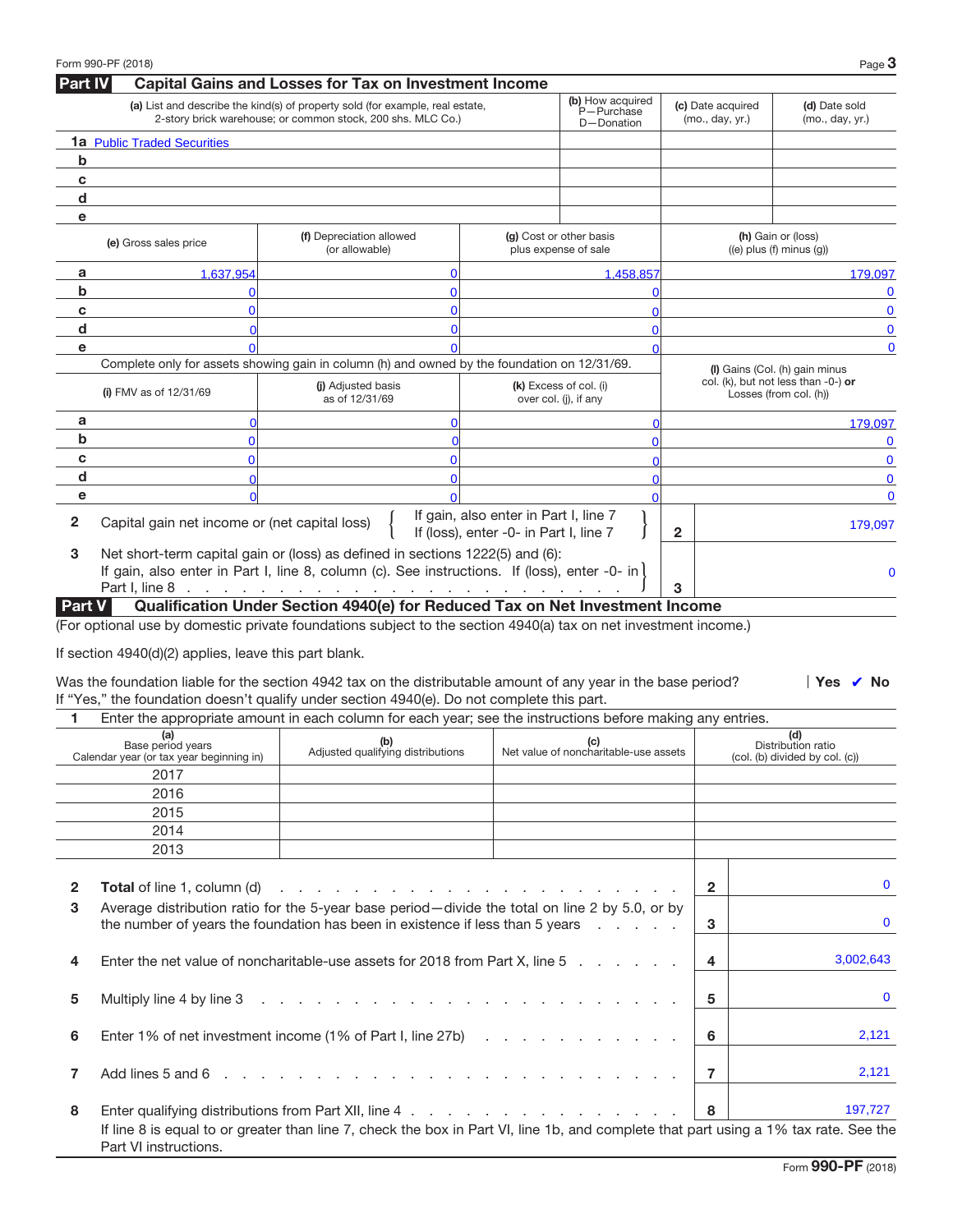## Part IV Capital Gains and Losses for Tax on Investment Income

| | (a) List and describe the kind(s) of property sold (for example, real estate, 2-story brick warehouse; or common stock, 200 shs. MLC Co.) | (b) How acquired P—Purchase D—Donation | (c) Date acquired (mo., day, yr.) | (d) Date sold (mo., day, yr.) |
|---|---|---|---|---|
| 1a | Public Traded Securities | | | |
| b | | | | |
| c | | | | |
| d | | | | |
| e | | | | |

| | (e) Gross sales price | (f) Depreciation allowed (or allowable) | (g) Cost or other basis plus expense of sale | (h) Gain or (loss) ((e) plus (f) minus (g)) |
|---|---|---|---|---|
| a | 1,637,954 | 0 | 1,458,857 | 179,097 |
| b | 0 | 0 | 0 | 0 |
| c | 0 | 0 | 0 | 0 |
| d | 0 | 0 | 0 | 0 |
| e | 0 | 0 | 0 | 0 |

Complete only for assets showing gain in column (h) and owned by the foundation on 12/31/69.

| | (i) FMV as of 12/31/69 | (j) Adjusted basis as of 12/31/69 | (k) Excess of col. (i) over col. (j), if any | (l) Gains (Col. (h) gain minus col. (k), but not less than -0-) **or** Losses (from col. (h)) |
|---|---|---|---|---|
| a | 0 | 0 | 0 | 179,097 |
| b | 0 | 0 | 0 | 0 |
| c | 0 | 0 | 0 | 0 |
| d | 0 | 0 | 0 | 0 |
| e | 0 | 0 | 0 | 0 |

| | | | |
|---|---|---|---|
| 2 | Capital gain net income or (net capital loss) { If gain, also enter in Part I, line 7; If (loss), enter -0- in Part I, line 7 } | 2 | 179,097 |
| 3 | Net short-term capital gain or (loss) as defined in sections 1222(5) and (6): If gain, also enter in Part I, line 8, column (c). See instructions. If (loss), enter -0- in Part I, line 8 | 3 | 0 |

## Part V Qualification Under Section 4940(e) for Reduced Tax on Net Investment Income

(For optional use by domestic private foundations subject to the section 4940(a) tax on net investment income.)

If section 4940(d)(2) applies, leave this part blank.

Was the foundation liable for the section 4942 tax on the distributable amount of any year in the base period? Yes ✔ No

If "Yes," the foundation doesn't qualify under section 4940(e). Do not complete this part.

**1** Enter the appropriate amount in each column for each year; see the instructions before making any entries.

| (a) Base period years Calendar year (or tax year beginning in) | (b) Adjusted qualifying distributions | (c) Net value of noncharitable-use assets | (d) Distribution ratio (col. (b) divided by col. (c)) |
|---|---|---|---|
| 2017 | | | |
| 2016 | | | |
| 2015 | | | |
| 2014 | | | |
| 2013 | | | |

| | | | |
|---|---|---|---|
| 2 | **Total** of line 1, column (d) | 2 | 0 |
| 3 | Average distribution ratio for the 5-year base period—divide the total on line 2 by 5.0, or by the number of years the foundation has been in existence if less than 5 years | 3 | 0 |
| 4 | Enter the net value of noncharitable-use assets for 2018 from Part X, line 5 | 4 | 3,002,643 |
| 5 | Multiply line 4 by line 3 | 5 | 0 |
| 6 | Enter 1% of net investment income (1% of Part I, line 27b) | 6 | 2,121 |
| 7 | Add lines 5 and 6 | 7 | 2,121 |
| 8 | Enter qualifying distributions from Part XII, line 4 | 8 | 197,727 |

If line 8 is equal to or greater than line 7, check the box in Part VI, line 1b, and complete that part using a 1% tax rate. See the Part VI instructions.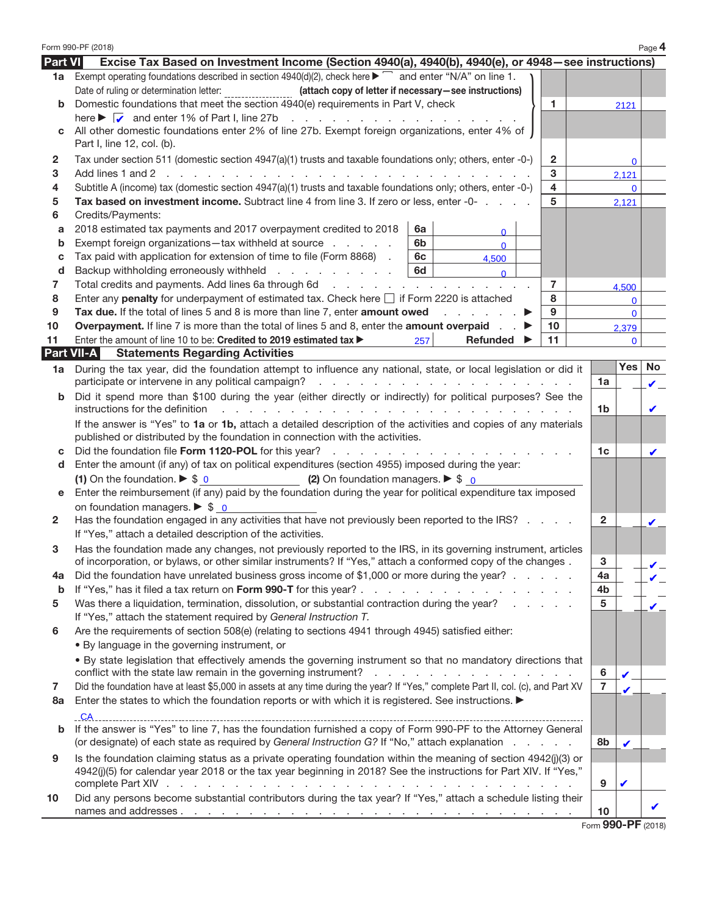Form 990-PF (2018)

## Part VI — Excise Tax Based on Investment Income (Section 4940(a), 4940(b), 4940(e), or 4948—see instructions)

| | | | | |
|---|---|---|---|---|
| **1a** | Exempt operating foundations described in section 4940(d)(2), check here ▶ ☐ and enter "N/A" on line 1. Date of ruling or determination letter: ______ **(attach copy of letter if necessary—see instructions)** | | | |
| **b** | Domestic foundations that meet the section 4940(e) requirements in Part V, check here ▶ ☑ and enter 1% of Part I, line 27b | | 1 | 2121 |
| **c** | All other domestic foundations enter 2% of line 27b. Exempt foreign organizations, enter 4% of Part I, line 12, col. (b). | | | |
| **2** | Tax under section 511 (domestic section 4947(a)(1) trusts and taxable foundations only; others, enter -0-) | | 2 | 0 |
| **3** | Add lines 1 and 2 | | 3 | 2,121 |
| **4** | Subtitle A (income) tax (domestic section 4947(a)(1) trusts and taxable foundations only; others, enter -0-) | | 4 | 0 |
| **5** | **Tax based on investment income.** Subtract line 4 from line 3. If zero or less, enter -0- | | 5 | 2,121 |
| **6** | Credits/Payments: | | | |
| **a** | 2018 estimated tax payments and 2017 overpayment credited to 2018 | 6a: 0 | | |
| **b** | Exempt foreign organizations—tax withheld at source | 6b: 0 | | |
| **c** | Tax paid with application for extension of time to file (Form 8868) | 6c: 4,500 | | |
| **d** | Backup withholding erroneously withheld | 6d: 0 | | |
| **7** | Total credits and payments. Add lines 6a through 6d | | 7 | 4,500 |
| **8** | Enter any **penalty** for underpayment of estimated tax. Check here ☐ if Form 2220 is attached | | 8 | 0 |
| **9** | **Tax due.** If the total of lines 5 and 8 is more than line 7, enter **amount owed** ▶ | | 9 | 0 |
| **10** | **Overpayment.** If line 7 is more than the total of lines 5 and 8, enter the **amount overpaid** ▶ | | 10 | 2,379 |
| **11** | Enter the amount of line 10 to be: **Credited to 2019 estimated tax** ▶ 257 **Refunded** ▶ | | 11 | 0 |

## Part VII-A — Statements Regarding Activities

| | | Line | Yes | No |
|---|---|---|---|---|
| **1a** | During the tax year, did the foundation attempt to influence any national, state, or local legislation or did it participate or intervene in any political campaign? | 1a | | ✔ |
| **b** | Did it spend more than $100 during the year (either directly or indirectly) for political purposes? See the instructions for the definition | 1b | | ✔ |
| | If the answer is "Yes" to **1a** or **1b,** attach a detailed description of the activities and copies of any materials published or distributed by the foundation in connection with the activities. | | | |
| **c** | Did the foundation file **Form 1120-POL** for this year? | 1c | | ✔ |
| **d** | Enter the amount (if any) of tax on political expenditures (section 4955) imposed during the year: **(1)** On the foundation. ▶ $ 0 **(2)** On foundation managers. ▶ $ 0 | | | |
| **e** | Enter the reimbursement (if any) paid by the foundation during the year for political expenditure tax imposed on foundation managers. ▶ $ 0 | | | |
| **2** | Has the foundation engaged in any activities that have not previously been reported to the IRS? If "Yes," attach a detailed description of the activities. | 2 | | ✔ |
| **3** | Has the foundation made any changes, not previously reported to the IRS, in its governing instrument, articles of incorporation, or bylaws, or other similar instruments? If "Yes," attach a conformed copy of the changes | 3 | | ✔ |
| **4a** | Did the foundation have unrelated business gross income of $1,000 or more during the year? | 4a | | ✔ |
| **b** | If "Yes," has it filed a tax return on **Form 990-T** for this year? | 4b | | |
| **5** | Was there a liquidation, termination, dissolution, or substantial contraction during the year? If "Yes," attach the statement required by *General Instruction T.* | 5 | | ✔ |
| **6** | Are the requirements of section 508(e) (relating to sections 4941 through 4945) satisfied either: • By language in the governing instrument, or • By state legislation that effectively amends the governing instrument so that no mandatory directions that conflict with the state law remain in the governing instrument? | 6 | ✔ | |
| **7** | Did the foundation have at least $5,000 in assets at any time during the year? If "Yes," complete Part II, col. (c), and Part XV | 7 | ✔ | |
| **8a** | Enter the states to which the foundation reports or with which it is registered. See instructions. ▶ CA | | | |
| **b** | If the answer is "Yes" to line 7, has the foundation furnished a copy of Form 990-PF to the Attorney General (or designate) of each state as required by *General Instruction G?* If "No," attach explanation | 8b | ✔ | |
| **9** | Is the foundation claiming status as a private operating foundation within the meaning of section 4942(j)(3) or 4942(j)(5) for calendar year 2018 or the tax year beginning in 2018? See the instructions for Part XIV. If "Yes," complete Part XIV | 9 | ✔ | |
| **10** | Did any persons become substantial contributors during the tax year? If "Yes," attach a schedule listing their names and addresses | 10 | | ✔ |

Form **990-PF** (2018)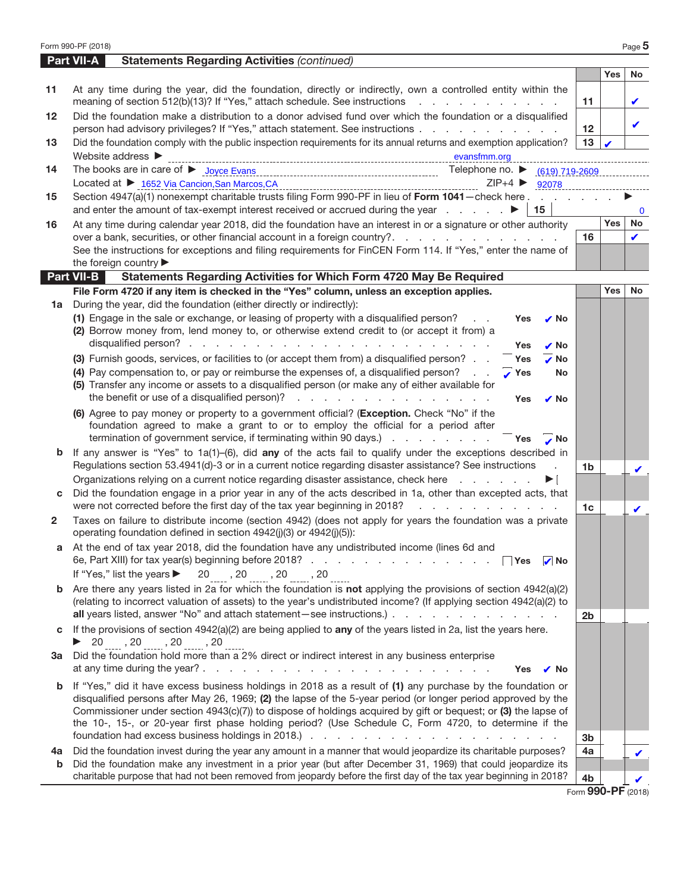## Part VII-A Statements Regarding Activities *(continued)*

| | | | Yes | No |
|---|---|---|---|---|
| 11 | At any time during the year, did the foundation, directly or indirectly, own a controlled entity within the meaning of section 512(b)(13)? If "Yes," attach schedule. See instructions | 11 | | ✔ |
| 12 | Did the foundation make a distribution to a donor advised fund over which the foundation or a disqualified person had advisory privileges? If "Yes," attach statement. See instructions | 12 | | ✔ |
| 13 | Did the foundation comply with the public inspection requirements for its annual returns and exemption application? | 13 | ✔ | |
| | Website address ▶ evansfmm.org | | | |
| 14 | The books are in care of ▶ Joyce Evans     Telephone no. ▶ (619) 719-2609 | | | |
| | Located at ▶ 1652 Via Cancion,San Marcos,CA     ZIP+4 ▶ 92078 | | | |
| 15 | Section 4947(a)(1) nonexempt charitable trusts filing Form 990-PF in lieu of **Form 1041**—check here ▶ and enter the amount of tax-exempt interest received or accrued during the year ▶ 15: 0 | | | |
| | | | **Yes** | **No** |
| 16 | At any time during calendar year 2018, did the foundation have an interest in or a signature or other authority over a bank, securities, or other financial account in a foreign country? | 16 | | ✔ |
| | See the instructions for exceptions and filing requirements for FinCEN Form 114. If "Yes," enter the name of the foreign country ▶ | | | |

## Part VII-B Statements Regarding Activities for Which Form 4720 May Be Required

| | | | Yes | No |
|---|---|---|---|---|
| | **File Form 4720 if any item is checked in the "Yes" column, unless an exception applies.** | | | |
| 1a | During the year, did the foundation (either directly or indirectly): | | | |
| | **(1)** Engage in the sale or exchange, or leasing of property with a disqualified person? Yes ✔ No | | | |
| | **(2)** Borrow money from, lend money to, or otherwise extend credit to (or accept it from) a disqualified person? Yes ✔ No | | | |
| | **(3)** Furnish goods, services, or facilities to (or accept them from) a disqualified person? Yes ✔ No | | | |
| | **(4)** Pay compensation to, or pay or reimburse the expenses of, a disqualified person? ✔ Yes No | | | |
| | **(5)** Transfer any income or assets to a disqualified person (or make any of either available for the benefit or use of a disqualified person)? Yes ✔ No | | | |
| | **(6)** Agree to pay money or property to a government official? (**Exception.** Check "No" if the foundation agreed to make a grant to or to employ the official for a period after termination of government service, if terminating within 90 days.) Yes ✔ No | | | |
| b | If any answer is "Yes" to 1a(1)–(6), did **any** of the acts fail to qualify under the exceptions described in Regulations section 53.4941(d)-3 or in a current notice regarding disaster assistance? See instructions | 1b | | ✔ |
| | Organizations relying on a current notice regarding disaster assistance, check here ▶ ☐ | | | |
| c | Did the foundation engage in a prior year in any of the acts described in 1a, other than excepted acts, that were not corrected before the first day of the tax year beginning in 2018? | 1c | | ✔ |
| 2 | Taxes on failure to distribute income (section 4942) (does not apply for years the foundation was a private operating foundation defined in section 4942(j)(3) or 4942(j)(5)): | | | |
| a | At the end of tax year 2018, did the foundation have any undistributed income (lines 6d and 6e, Part XIII) for tax year(s) beginning before 2018? ☐ Yes ☑ No | | | |
| | If "Yes," list the years ▶ 20___ , 20___ , 20___ , 20___ | | | |
| b | Are there any years listed in 2a for which the foundation is **not** applying the provisions of section 4942(a)(2) (relating to incorrect valuation of assets) to the year's undistributed income? (If applying section 4942(a)(2) to **all** years listed, answer "No" and attach statement—see instructions.) | 2b | | |
| c | If the provisions of section 4942(a)(2) are being applied to **any** of the years listed in 2a, list the years here. ▶ 20___ , 20___ , 20___ , 20___ | | | |
| 3a | Did the foundation hold more than a 2% direct or indirect interest in any business enterprise at any time during the year? Yes ✔ No | | | |
| b | If "Yes," did it have excess business holdings in 2018 as a result of **(1)** any purchase by the foundation or disqualified persons after May 26, 1969; **(2)** the lapse of the 5-year period (or longer period approved by the Commissioner under section 4943(c)(7)) to dispose of holdings acquired by gift or bequest; or **(3)** the lapse of the 10-, 15-, or 20-year first phase holding period? (Use Schedule C, Form 4720, to determine if the foundation had excess business holdings in 2018.) | 3b | | |
| 4a | Did the foundation invest during the year any amount in a manner that would jeopardize its charitable purposes? | 4a | | ✔ |
| b | Did the foundation make any investment in a prior year (but after December 31, 1969) that could jeopardize its charitable purpose that had not been removed from jeopardy before the first day of the tax year beginning in 2018? | 4b | | ✔ |

Form **990-PF** (2018)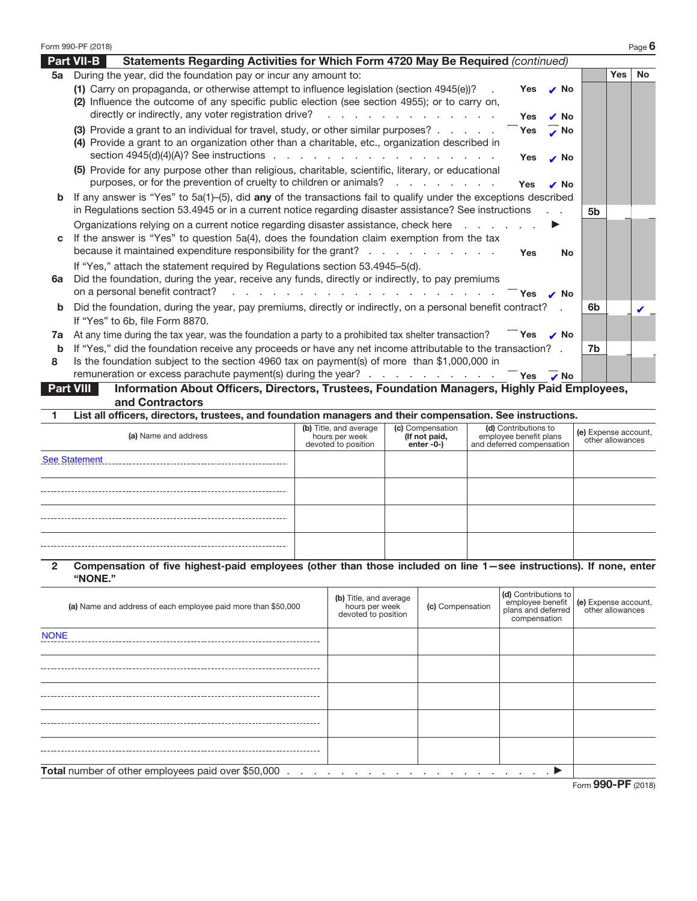## Part VII-B Statements Regarding Activities for Which Form 4720 May Be Required *(continued)*

| | | | Yes | No |
|---|---|---|---|---|
| **5a** | During the year, did the foundation pay or incur any amount to: | | | |
| | **(1)** Carry on propaganda, or otherwise attempt to influence legislation (section 4945(e))? Yes ✔ No | | | |
| | **(2)** Influence the outcome of any specific public election (see section 4955); or to carry on, directly or indirectly, any voter registration drive? Yes ✔ No | | | |
| | **(3)** Provide a grant to an individual for travel, study, or other similar purposes? Yes ✔ No | | | |
| | **(4)** Provide a grant to an organization other than a charitable, etc., organization described in section 4945(d)(4)(A)? See instructions Yes ✔ No | | | |
| | **(5)** Provide for any purpose other than religious, charitable, scientific, literary, or educational purposes, or for the prevention of cruelty to children or animals? Yes ✔ No | | | |
| **b** | If any answer is "Yes" to 5a(1)–(5), did **any** of the transactions fail to qualify under the exceptions described in Regulations section 53.4945 or in a current notice regarding disaster assistance? See instructions | 5b | | |
| | Organizations relying on a current notice regarding disaster assistance, check here ▶ | | | |
| **c** | If the answer is "Yes" to question 5a(4), does the foundation claim exemption from the tax because it maintained expenditure responsibility for the grant? Yes No | | | |
| | If "Yes," attach the statement required by Regulations section 53.4945–5(d). | | | |
| **6a** | Did the foundation, during the year, receive any funds, directly or indirectly, to pay premiums on a personal benefit contract? Yes ✔ No | | | |
| **b** | Did the foundation, during the year, pay premiums, directly or indirectly, on a personal benefit contract? | 6b | | ✔ |
| | If "Yes" to 6b, file Form 8870. | | | |
| **7a** | At any time during the tax year, was the foundation a party to a prohibited tax shelter transaction? Yes ✔ No | | | |
| **b** | If "Yes," did the foundation receive any proceeds or have any net income attributable to the transaction? | 7b | | |
| **8** | Is the foundation subject to the section 4960 tax on payment(s) of more than $1,000,000 in remuneration or excess parachute payment(s) during the year? Yes ✔ No | | | |

## Part VIII Information About Officers, Directors, Trustees, Foundation Managers, Highly Paid Employees, and Contractors

**1 List all officers, directors, trustees, and foundation managers and their compensation. See instructions.**

| (a) Name and address | (b) Title, and average hours per week devoted to position | (c) Compensation (If not paid, enter -0-) | (d) Contributions to employee benefit plans and deferred compensation | (e) Expense account, other allowances |
|---|---|---|---|---|
| See Statement | | | | |
| | | | | |
| | | | | |
| | | | | |

**2 Compensation of five highest-paid employees (other than those included on line 1—see instructions). If none, enter "NONE."**

| (a) Name and address of each employee paid more than $50,000 | (b) Title, and average hours per week devoted to position | (c) Compensation | (d) Contributions to employee benefit plans and deferred compensation | (e) Expense account, other allowances |
|---|---|---|---|---|
| NONE | | | | |
| | | | | |
| | | | | |
| | | | | |
| | | | | |

**Total** number of other employees paid over $50,000 ▶

Form **990-PF** (2018)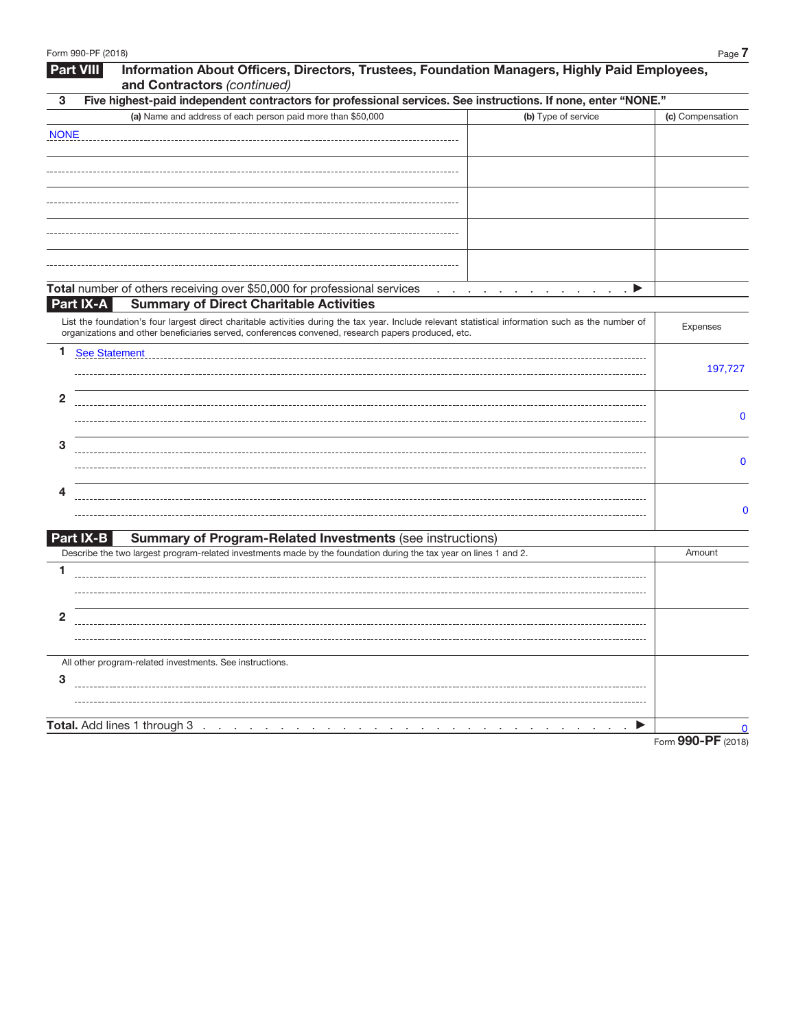## Part VIII Information About Officers, Directors, Trustees, Foundation Managers, Highly Paid Employees, and Contractors *(continued)*

**3 Five highest-paid independent contractors for professional services. See instructions. If none, enter "NONE."**

| **(a)** Name and address of each person paid more than $50,000 | **(b)** Type of service | **(c)** Compensation |
|---|---|---|
| NONE | | |
| | | |
| | | |
| | | |
| | | |

**Total** number of others receiving over $50,000 for professional services . . . . . . . . . . . . . ▶

## Part IX-A Summary of Direct Charitable Activities

| List the foundation's four largest direct charitable activities during the tax year. Include relevant statistical information such as the number of organizations and other beneficiaries served, conferences convened, research papers produced, etc. | Expenses |
|---|---|
| **1** See Statement | 197,727 |
| **2** | 0 |
| **3** | 0 |
| **4** | 0 |

## Part IX-B Summary of Program-Related Investments (see instructions)

| Describe the two largest program-related investments made by the foundation during the tax year on lines 1 and 2. | Amount |
|---|---|
| **1** | |
| **2** | |
| All other program-related investments. See instructions. | |
| **3** | |
| **Total.** Add lines 1 through 3 . . . . . . . . . . . . . . . . . . . . . . . . . . . ▶ | 0 |

Form **990-PF** (2018)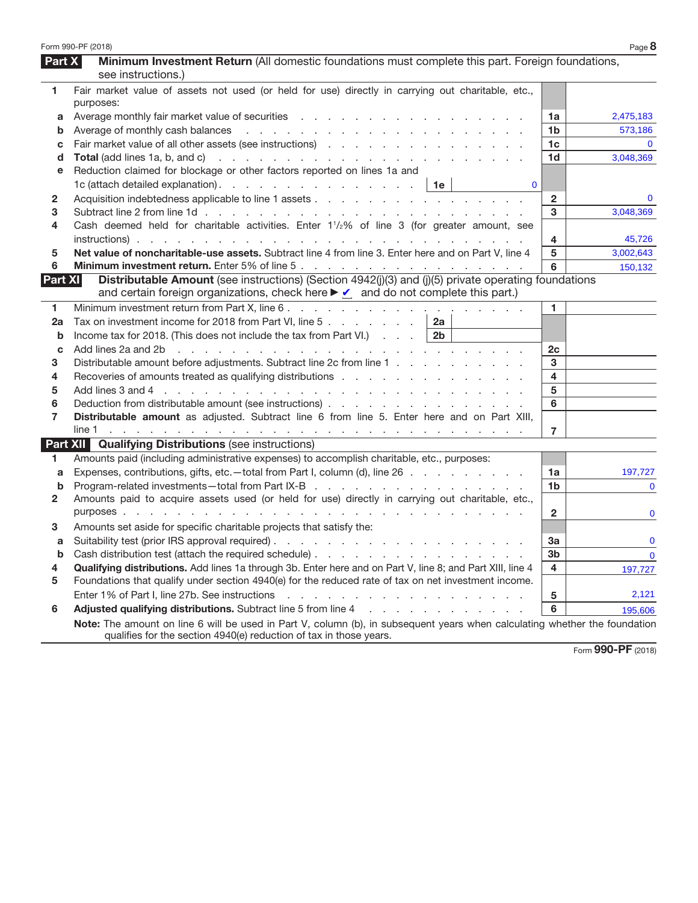## Part X — Minimum Investment Return (All domestic foundations must complete this part. Foreign foundations, see instructions.)

| | | | |
|---|---|---|---|
| **1** | Fair market value of assets not used (or held for use) directly in carrying out charitable, etc., purposes: | | |
| a | Average monthly fair market value of securities | 1a | 2,475,183 |
| b | Average of monthly cash balances | 1b | 573,186 |
| c | Fair market value of all other assets (see instructions) | 1c | 0 |
| d | **Total** (add lines 1a, b, and c) | 1d | 3,048,369 |
| e | Reduction claimed for blockage or other factors reported on lines 1a and 1c (attach detailed explanation) . . . 1e: 0 | | |
| **2** | Acquisition indebtedness applicable to line 1 assets | 2 | 0 |
| **3** | Subtract line 2 from line 1d | 3 | 3,048,369 |
| **4** | Cash deemed held for charitable activities. Enter 1½% of line 3 (for greater amount, see instructions) | 4 | 45,726 |
| **5** | **Net value of noncharitable-use assets.** Subtract line 4 from line 3. Enter here and on Part V, line 4 | 5 | 3,002,643 |
| **6** | **Minimum investment return.** Enter 5% of line 5 | 6 | 150,132 |

## Part XI — Distributable Amount (see instructions) (Section 4942(j)(3) and (j)(5) private operating foundations and certain foreign organizations, check here ► ✔ and do not complete this part.)

| | | | |
|---|---|---|---|
| **1** | Minimum investment return from Part X, line 6 | 1 | |
| **2a** | Tax on investment income for 2018 from Part VI, line 5 . . . 2a | | |
| b | Income tax for 2018. (This does not include the tax from Part VI.) . . . 2b | | |
| c | Add lines 2a and 2b | 2c | |
| **3** | Distributable amount before adjustments. Subtract line 2c from line 1 | 3 | |
| **4** | Recoveries of amounts treated as qualifying distributions | 4 | |
| **5** | Add lines 3 and 4 | 5 | |
| **6** | Deduction from distributable amount (see instructions) | 6 | |
| **7** | **Distributable amount** as adjusted. Subtract line 6 from line 5. Enter here and on Part XIII, line 1 | 7 | |

## Part XII — Qualifying Distributions (see instructions)

| | | | |
|---|---|---|---|
| **1** | Amounts paid (including administrative expenses) to accomplish charitable, etc., purposes: | | |
| a | Expenses, contributions, gifts, etc.—total from Part I, column (d), line 26 | 1a | 197,727 |
| b | Program-related investments—total from Part IX-B | 1b | 0 |
| **2** | Amounts paid to acquire assets used (or held for use) directly in carrying out charitable, etc., purposes | 2 | 0 |
| **3** | Amounts set aside for specific charitable projects that satisfy the: | | |
| a | Suitability test (prior IRS approval required) | 3a | 0 |
| b | Cash distribution test (attach the required schedule) | 3b | 0 |
| **4** | **Qualifying distributions.** Add lines 1a through 3b. Enter here and on Part V, line 8; and Part XIII, line 4 | 4 | 197,727 |
| **5** | Foundations that qualify under section 4940(e) for the reduced rate of tax on net investment income. Enter 1% of Part I, line 27b. See instructions | 5 | 2,121 |
| **6** | **Adjusted qualifying distributions.** Subtract line 5 from line 4 | 6 | 195,606 |

**Note:** The amount on line 6 will be used in Part V, column (b), in subsequent years when calculating whether the foundation qualifies for the section 4940(e) reduction of tax in those years.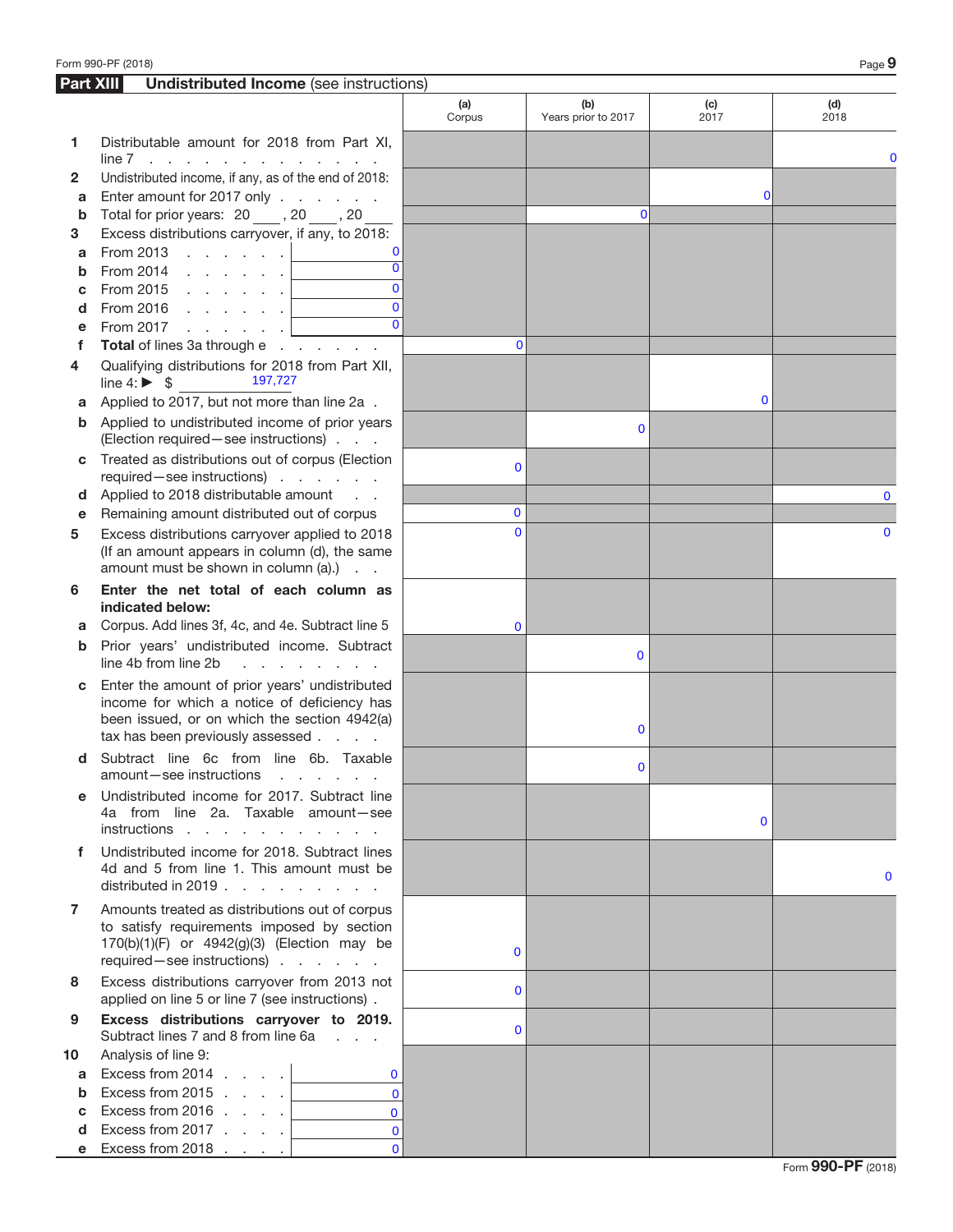## Part XIII Undistributed Income (see instructions)

| | | (a) Corpus | (b) Years prior to 2017 | (c) 2017 | (d) 2018 |
|---|---|---|---|---|---|
| **1** | Distributable amount for 2018 from Part XI, line 7 | | | | 0 |
| **2** | Undistributed income, if any, as of the end of 2018: | | | | |
| a | Enter amount for 2017 only | | | 0 | |
| b | Total for prior years: 20 ___ , 20 ___ , 20 ___ | | 0 | | |
| **3** | Excess distributions carryover, if any, to 2018: | | | | |
| a | From 2013 . . . . . . 0 | | | | |
| b | From 2014 . . . . . . 0 | | | | |
| c | From 2015 . . . . . . 0 | | | | |
| d | From 2016 . . . . . . 0 | | | | |
| e | From 2017 . . . . . . 0 | | | | |
| f | **Total** of lines 3a through e | 0 | | | |
| **4** | Qualifying distributions for 2018 from Part XII, line 4: ▶ $ 197,727 | | | | |
| a | Applied to 2017, but not more than line 2a | | | 0 | |
| b | Applied to undistributed income of prior years (Election required—see instructions) | | 0 | | |
| c | Treated as distributions out of corpus (Election required—see instructions) | 0 | | | |
| d | Applied to 2018 distributable amount | | | | 0 |
| e | Remaining amount distributed out of corpus | 0 | | | |
| **5** | Excess distributions carryover applied to 2018 (If an amount appears in column (d), the same amount must be shown in column (a).) | 0 | | | 0 |
| **6** | **Enter the net total of each column as indicated below:** | | | | |
| a | Corpus. Add lines 3f, 4c, and 4e. Subtract line 5 | 0 | | | |
| b | Prior years' undistributed income. Subtract line 4b from line 2b | | 0 | | |
| c | Enter the amount of prior years' undistributed income for which a notice of deficiency has been issued, or on which the section 4942(a) tax has been previously assessed | | 0 | | |
| d | Subtract line 6c from line 6b. Taxable amount—see instructions | | 0 | | |
| e | Undistributed income for 2017. Subtract line 4a from line 2a. Taxable amount—see instructions | | | 0 | |
| f | Undistributed income for 2018. Subtract lines 4d and 5 from line 1. This amount must be distributed in 2019 | | | | 0 |
| **7** | Amounts treated as distributions out of corpus to satisfy requirements imposed by section 170(b)(1)(F) or 4942(g)(3) (Election may be required—see instructions) | 0 | | | |
| **8** | Excess distributions carryover from 2013 not applied on line 5 or line 7 (see instructions) | 0 | | | |
| **9** | **Excess distributions carryover to 2019.** Subtract lines 7 and 8 from line 6a | 0 | | | |
| **10** | Analysis of line 9: | | | | |
| a | Excess from 2014 . . . . 0 | | | | |
| b | Excess from 2015 . . . . 0 | | | | |
| c | Excess from 2016 . . . . 0 | | | | |
| d | Excess from 2017 . . . . 0 | | | | |
| e | Excess from 2018 . . . . 0 | | | | |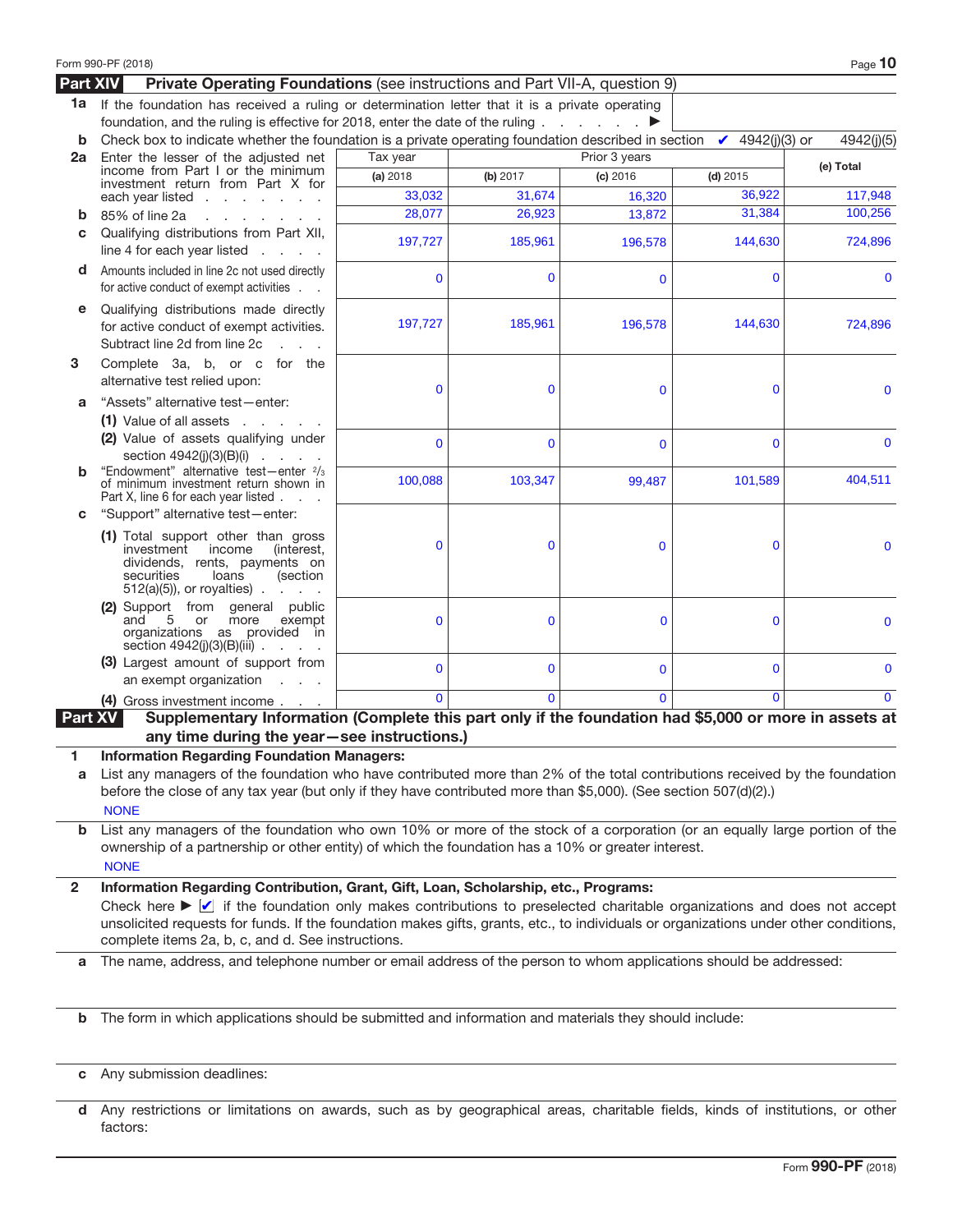Form 990-PF (2018)

## Part XIV Private Operating Foundations (see instructions and Part VII-A, question 9)

**1a** If the foundation has received a ruling or determination letter that it is a private operating foundation, and the ruling is effective for 2018, enter the date of the ruling . . . . . . . ▶

**b** Check box to indicate whether the foundation is a private operating foundation described in section ✔ 4942(j)(3) or 4942(j)(5)

| | Tax year | Prior 3 years | | | |
|---|---|---|---|---|---|
| | **(a)** 2018 | **(b)** 2017 | **(c)** 2016 | **(d)** 2015 | **(e) Total** |
| **2a** Enter the lesser of the adjusted net income from Part I or the minimum investment return from Part X for each year listed | 33,032 | 31,674 | 16,320 | 36,922 | 117,948 |
| **b** 85% of line 2a | 28,077 | 26,923 | 13,872 | 31,384 | 100,256 |
| **c** Qualifying distributions from Part XII, line 4 for each year listed | 197,727 | 185,961 | 196,578 | 144,630 | 724,896 |
| **d** Amounts included in line 2c not used directly for active conduct of exempt activities | 0 | 0 | 0 | 0 | 0 |
| **e** Qualifying distributions made directly for active conduct of exempt activities. Subtract line 2d from line 2c | 197,727 | 185,961 | 196,578 | 144,630 | 724,896 |
| **3** Complete 3a, b, or c for the alternative test relied upon:<br>**a** "Assets" alternative test—enter:<br>**(1)** Value of all assets | 0 | 0 | 0 | 0 | 0 |
| **(2)** Value of assets qualifying under section 4942(j)(3)(B)(i) | 0 | 0 | 0 | 0 | 0 |
| **b** "Endowment" alternative test—enter 2/3 of minimum investment return shown in Part X, line 6 for each year listed | 100,088 | 103,347 | 99,487 | 101,589 | 404,511 |
| **c** "Support" alternative test—enter:<br>**(1)** Total support other than gross investment income (interest, dividends, rents, payments on securities loans (section 512(a)(5)), or royalties) | 0 | 0 | 0 | 0 | 0 |
| **(2)** Support from general public and 5 or more exempt organizations as provided in section 4942(j)(3)(B)(iii) | 0 | 0 | 0 | 0 | 0 |
| **(3)** Largest amount of support from an exempt organization | 0 | 0 | 0 | 0 | 0 |
| **(4)** Gross investment income | 0 | 0 | 0 | 0 | 0 |

## Part XV Supplementary Information (Complete this part only if the foundation had $5,000 or more in assets at any time during the year—see instructions.)

**1 Information Regarding Foundation Managers:**

**a** List any managers of the foundation who have contributed more than 2% of the total contributions received by the foundation before the close of any tax year (but only if they have contributed more than $5,000). (See section 507(d)(2).)

NONE

**b** List any managers of the foundation who own 10% or more of the stock of a corporation (or an equally large portion of the ownership of a partnership or other entity) of which the foundation has a 10% or greater interest.

NONE

**2 Information Regarding Contribution, Grant, Gift, Loan, Scholarship, etc., Programs:**

Check here ▶ ✔ if the foundation only makes contributions to preselected charitable organizations and does not accept unsolicited requests for funds. If the foundation makes gifts, grants, etc., to individuals or organizations under other conditions, complete items 2a, b, c, and d. See instructions.

**a** The name, address, and telephone number or email address of the person to whom applications should be addressed:

**b** The form in which applications should be submitted and information and materials they should include:

**c** Any submission deadlines:

**d** Any restrictions or limitations on awards, such as by geographical areas, charitable fields, kinds of institutions, or other factors:

Form **990-PF** (2018)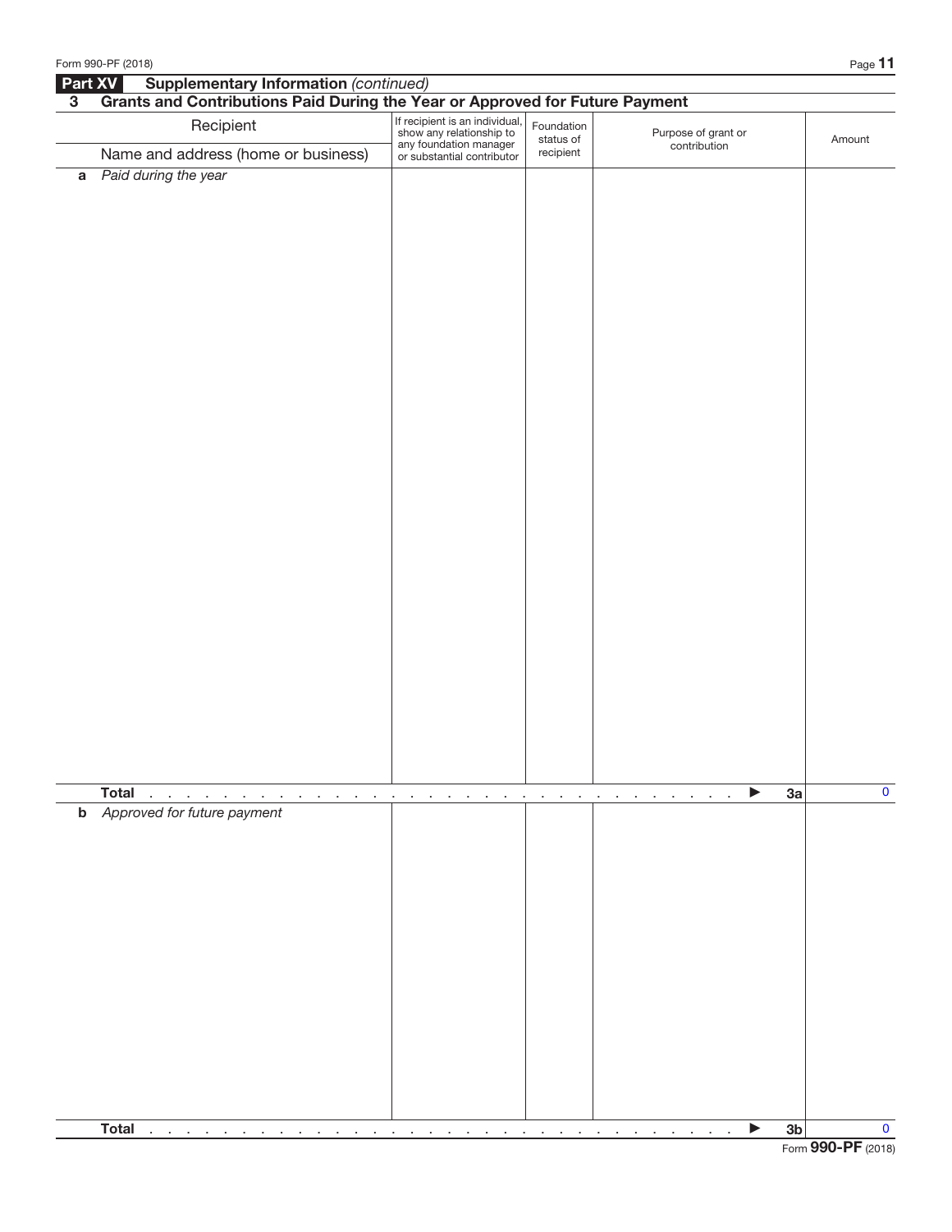## Part XV Supplementary Information *(continued)*

### 3 Grants and Contributions Paid During the Year or Approved for Future Payment

| Recipient<br>Name and address (home or business) | If recipient is an individual, show any relationship to any foundation manager or substantial contributor | Foundation status of recipient | Purpose of grant or contribution | Amount |
|---|---|---|---|---|
| **a** *Paid during the year* | | | | |
| **Total** . . . . . . . . . . . . . . . . . . . . . . . . . . . . . . . . . ▶ **3a** | | | | 0 |
| **b** *Approved for future payment* | | | | |
| **Total** . . . . . . . . . . . . . . . . . . . . . . . . . . . . . . . . . ▶ **3b** | | | | 0 |

Form **990-PF** (2018)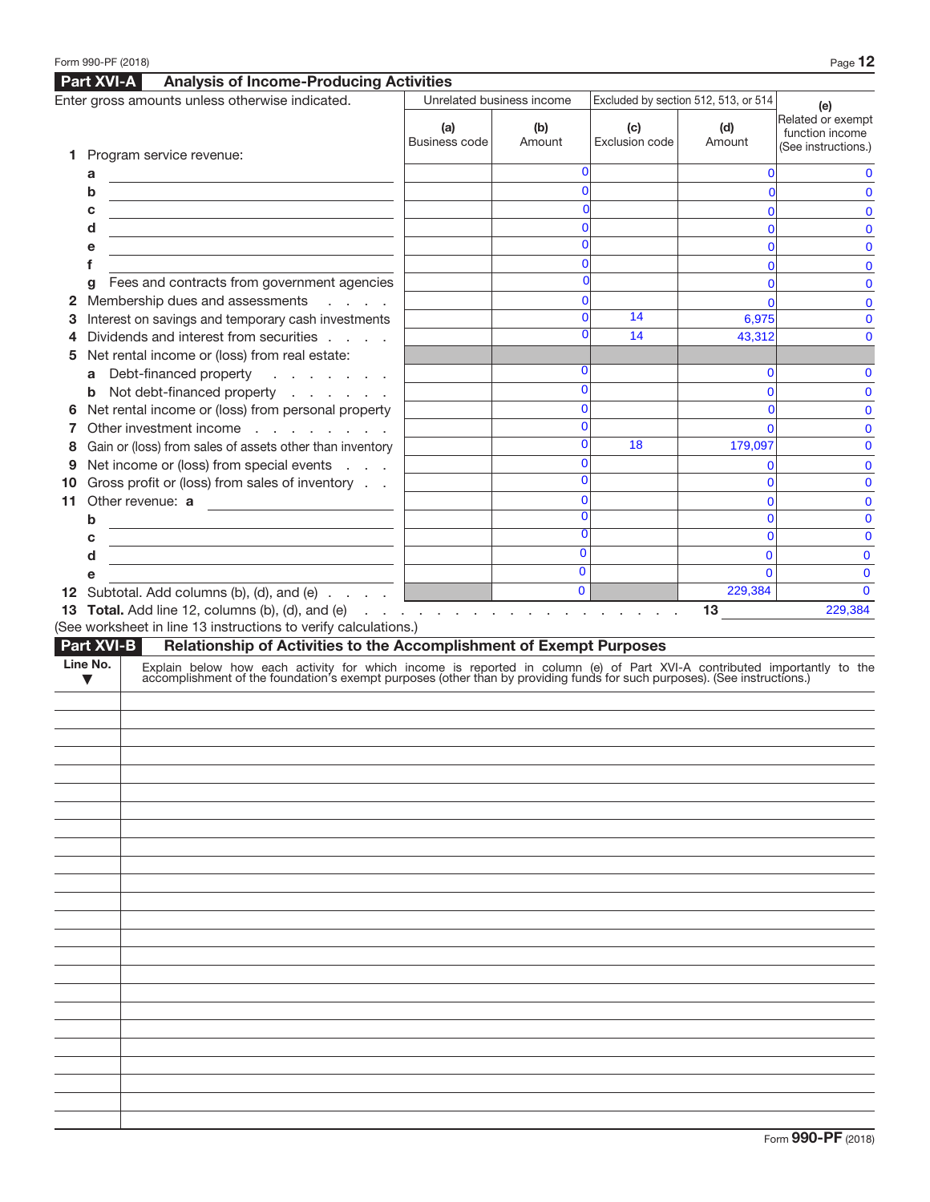## Part XVI-A Analysis of Income-Producing Activities

Enter gross amounts unless otherwise indicated.

| | Unrelated business income | | Excluded by section 512, 513, or 514 | | (e) |
|---|---|---|---|---|---|
| | (a) Business code | (b) Amount | (c) Exclusion code | (d) Amount | Related or exempt function income (See instructions.) |
| **1** Program service revenue: | | | | | |
| a | | 0 | | 0 | 0 |
| b | | 0 | | 0 | 0 |
| c | | 0 | | 0 | 0 |
| d | | 0 | | 0 | 0 |
| e | | 0 | | 0 | 0 |
| f | | 0 | | 0 | 0 |
| g Fees and contracts from government agencies | | 0 | | 0 | 0 |
| **2** Membership dues and assessments | | 0 | | 0 | 0 |
| **3** Interest on savings and temporary cash investments | | 0 | 14 | 6,975 | 0 |
| **4** Dividends and interest from securities | | 0 | 14 | 43,312 | 0 |
| **5** Net rental income or (loss) from real estate: | | | | | |
| a Debt-financed property | | 0 | | 0 | 0 |
| b Not debt-financed property | | 0 | | 0 | 0 |
| **6** Net rental income or (loss) from personal property | | 0 | | 0 | 0 |
| **7** Other investment income | | 0 | | 0 | 0 |
| **8** Gain or (loss) from sales of assets other than inventory | | 0 | 18 | 179,097 | 0 |
| **9** Net income or (loss) from special events | | 0 | | 0 | 0 |
| **10** Gross profit or (loss) from sales of inventory | | 0 | | 0 | 0 |
| **11** Other revenue: a | | 0 | | 0 | 0 |
| b | | 0 | | 0 | 0 |
| c | | 0 | | 0 | 0 |
| d | | 0 | | 0 | 0 |
| e | | 0 | | 0 | 0 |
| **12** Subtotal. Add columns (b), (d), and (e) | | 0 | | 229,384 | 0 |

**13 Total.** Add line 12, columns (b), (d), and (e) . . . . . . . . . . . . . . . . . . . . **13** 229,384

(See worksheet in line 13 instructions to verify calculations.)

## Part XVI-B Relationship of Activities to the Accomplishment of Exempt Purposes

| Line No. ▼ | Explain below how each activity for which income is reported in column (e) of Part XVI-A contributed importantly to the accomplishment of the foundation's exempt purposes (other than by providing funds for such purposes). (See instructions.) |
|---|---|
| | |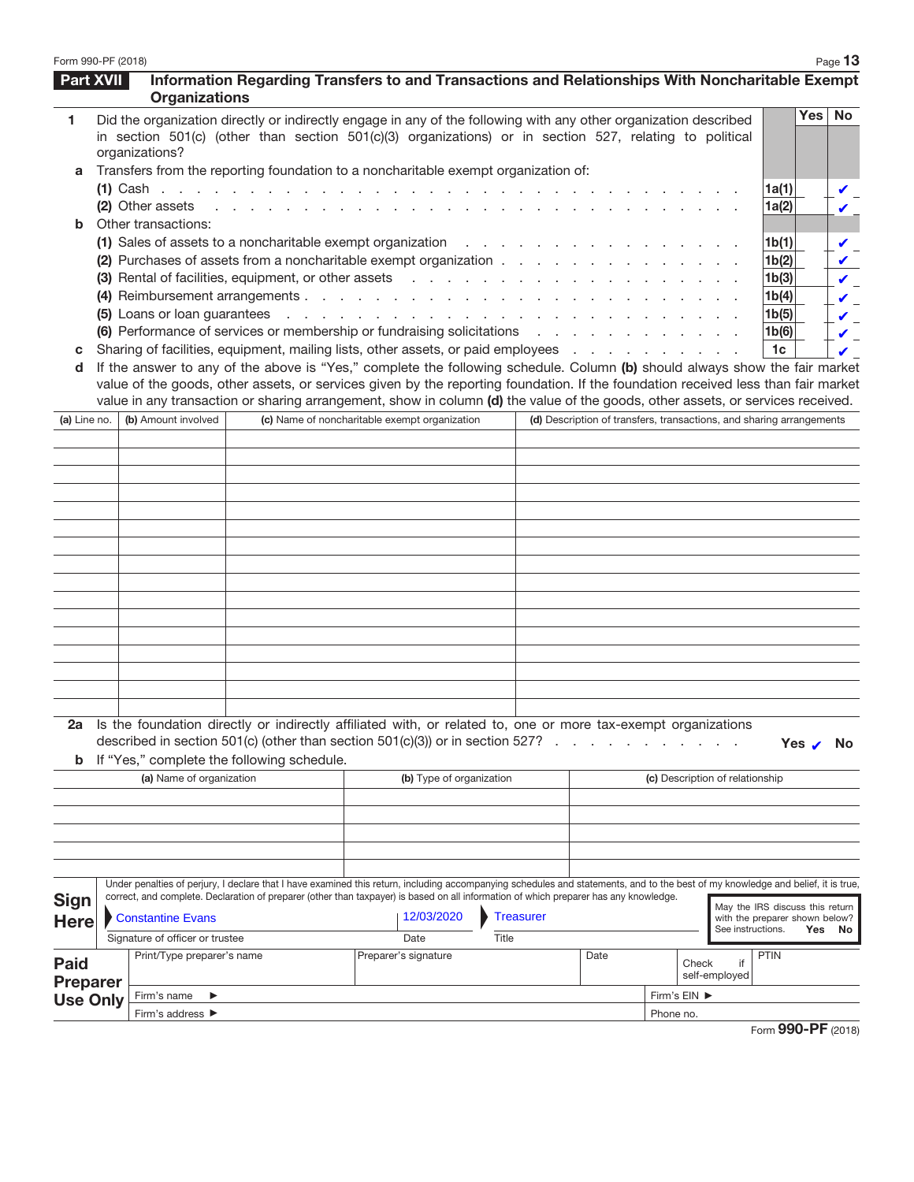## Part XVII Information Regarding Transfers to and Transactions and Relationships With Noncharitable Exempt Organizations

| | | | Yes | No |
|---|---|---|---|---|
| **1** | Did the organization directly or indirectly engage in any of the following with any other organization described in section 501(c) (other than section 501(c)(3) organizations) or in section 527, relating to political organizations? | | | |
| **a** | Transfers from the reporting foundation to a noncharitable exempt organization of: | | | |
| | **(1)** Cash | 1a(1) | | ✔ |
| | **(2)** Other assets | 1a(2) | | ✔ |
| **b** | Other transactions: | | | |
| | **(1)** Sales of assets to a noncharitable exempt organization | 1b(1) | | ✔ |
| | **(2)** Purchases of assets from a noncharitable exempt organization | 1b(2) | | ✔ |
| | **(3)** Rental of facilities, equipment, or other assets | 1b(3) | | ✔ |
| | **(4)** Reimbursement arrangements | 1b(4) | | ✔ |
| | **(5)** Loans or loan guarantees | 1b(5) | | ✔ |
| | **(6)** Performance of services or membership or fundraising solicitations | 1b(6) | | ✔ |
| **c** | Sharing of facilities, equipment, mailing lists, other assets, or paid employees | 1c | | ✔ |

**d** If the answer to any of the above is "Yes," complete the following schedule. Column **(b)** should always show the fair market value of the goods, other assets, or services given by the reporting foundation. If the foundation received less than fair market value in any transaction or sharing arrangement, show in column **(d)** the value of the goods, other assets, or services received.

| (a) Line no. | (b) Amount involved | (c) Name of noncharitable exempt organization | (d) Description of transfers, transactions, and sharing arrangements |
|---|---|---|---|
| | | | |

**2a** Is the foundation directly or indirectly affiliated with, or related to, one or more tax-exempt organizations described in section 501(c) (other than section 501(c)(3)) or in section 527? . . . Yes ✔ No

**b** If "Yes," complete the following schedule.

| (a) Name of organization | (b) Type of organization | (c) Description of relationship |
|---|---|---|
| | | |

**Sign Here**

Under penalties of perjury, I declare that I have examined this return, including accompanying schedules and statements, and to the best of my knowledge and belief, it is true, correct, and complete. Declaration of preparer (other than taxpayer) is based on all information of which preparer has any knowledge.

| Signature of officer or trustee | Date | Title |
|---|---|---|
| Constantine Evans | 12/03/2020 | Treasurer |

May the IRS discuss this return with the preparer shown below? See instructions. Yes No

**Paid Preparer Use Only**

| Print/Type preparer's name | Preparer's signature | Date | Check if self-employed | PTIN |
|---|---|---|---|---|
| | | | | |

Firm's name ▶ | Firm's EIN ▶

Firm's address ▶ | Phone no.

Form **990-PF** (2018)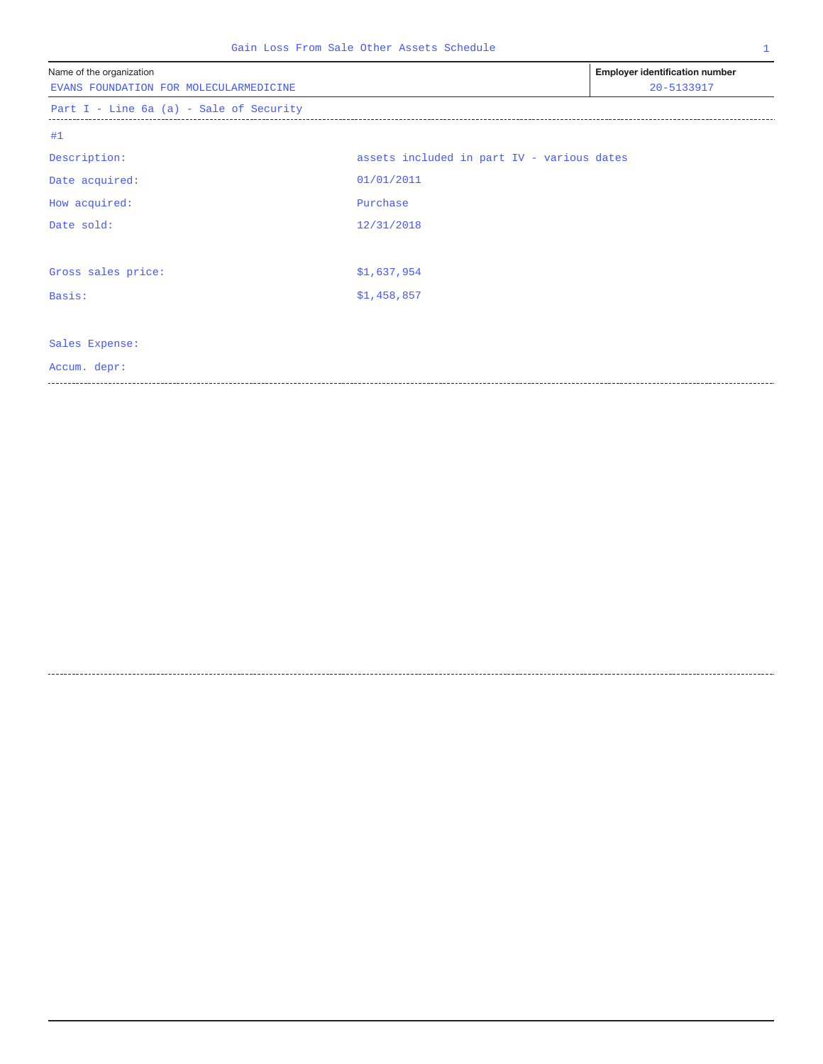# Gain Loss From Sale Other Assets Schedule

| Name of the organization | Employer identification number |
| --- | --- |
| EVANS FOUNDATION FOR MOLECULARMEDICINE | 20-5133917 |

## Part I - Line 6a (a) - Sale of Security

#1

| | |
| --- | --- |
| Description: | assets included in part IV - various dates |
| Date acquired: | 01/01/2011 |
| How acquired: | Purchase |
| Date sold: | 12/31/2018 |
| Gross sales price: | $1,637,954 |
| Basis: | $1,458,857 |
| Sales Expense: | |
| Accum. depr: | |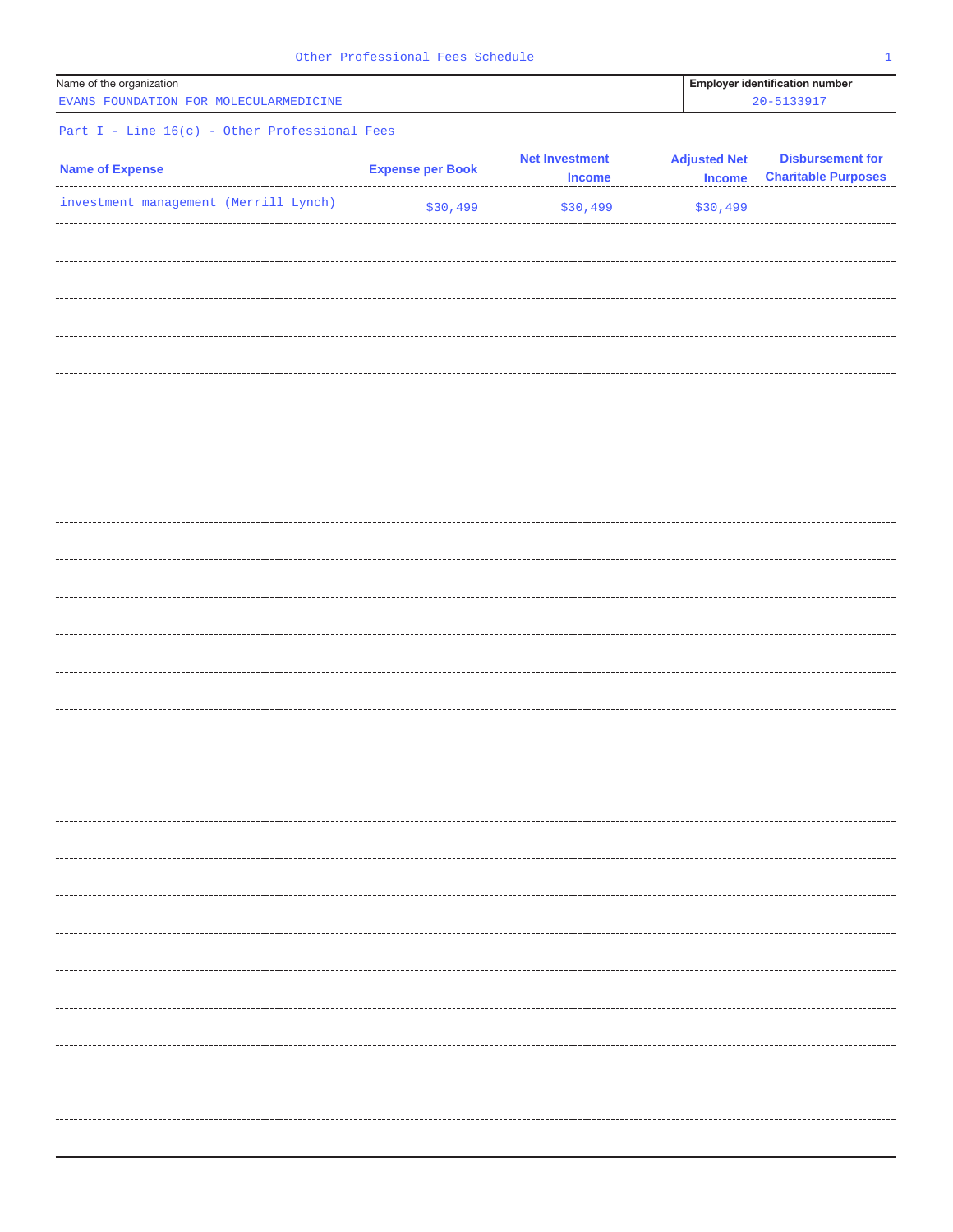# Other Professional Fees Schedule

| Name of the organization | Employer identification number |
|---|---|
| EVANS FOUNDATION FOR MOLECULARMEDICINE | 20-5133917 |

## Part I - Line 16(c) - Other Professional Fees

| Name of Expense | Expense per Book | Net Investment Income | Adjusted Net Income | Disbursement for Charitable Purposes |
|---|---|---|---|---|
| investment management (Merrill Lynch) | $30,499 | $30,499 | $30,499 | |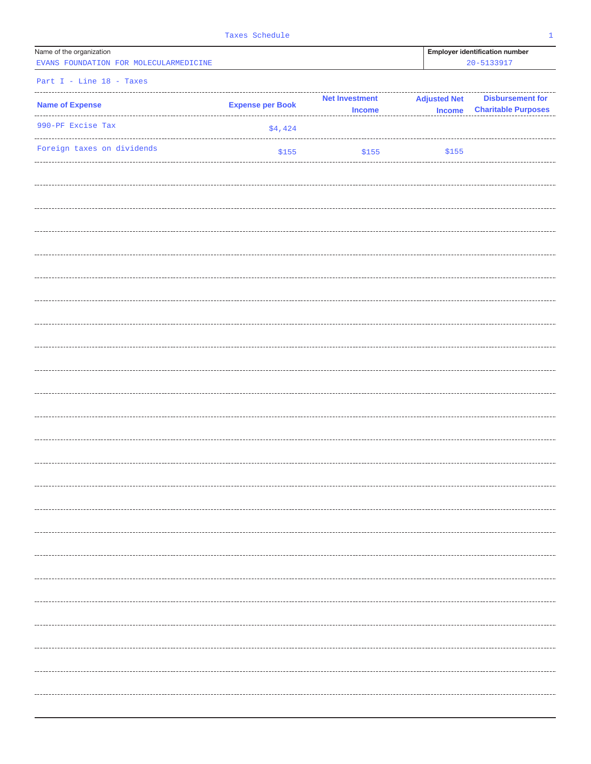# Taxes Schedule

| Name of the organization | Employer identification number |
|---|---|
| EVANS FOUNDATION FOR MOLECULARMEDICINE | 20-5133917 |

## Part I - Line 18 - Taxes

| Name of Expense | Expense per Book | Net Investment Income | Adjusted Net Income | Disbursement for Charitable Purposes |
|---|---|---|---|---|
| 990-PF Excise Tax | $4,424 | | | |
| Foreign taxes on dividends | $155 | $155 | $155 | |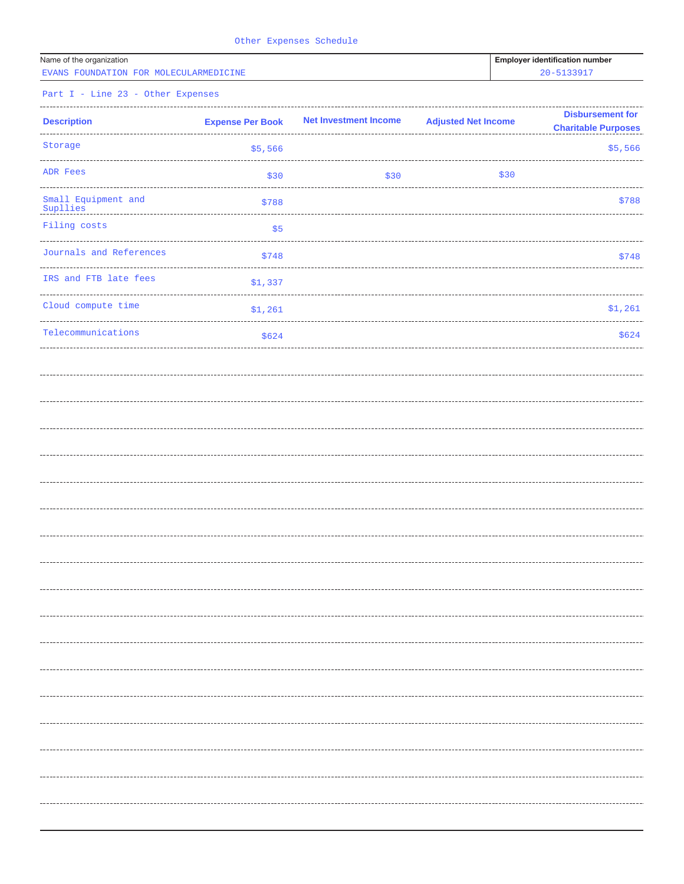# Other Expenses Schedule

| Name of the organization | Employer identification number |
|---|---|
| EVANS FOUNDATION FOR MOLECULARMEDICINE | 20-5133917 |

## Part I - Line 23 - Other Expenses

| Description | Expense Per Book | Net Investment Income | Adjusted Net Income | Disbursement for Charitable Purposes |
|---|---|---|---|---|
| Storage | $5,566 | | | $5,566 |
| ADR Fees | $30 | $30 | $30 | |
| Small Equipment and Supllies | $788 | | | $788 |
| Filing costs | $5 | | | |
| Journals and References | $748 | | | $748 |
| IRS and FTB late fees | $1,337 | | | |
| Cloud compute time | $1,261 | | | $1,261 |
| Telecommunications | $624 | | | $624 |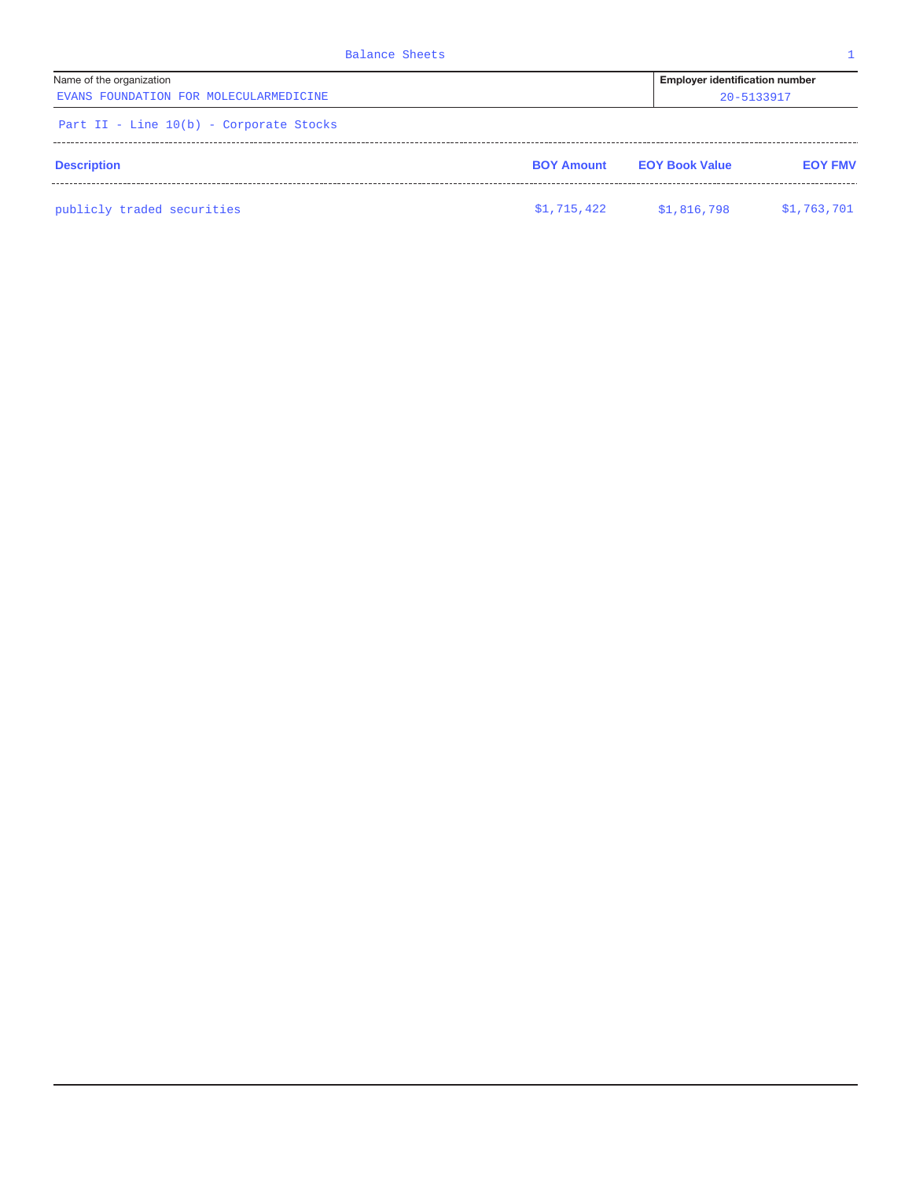# Balance Sheets

| Name of the organization | Employer identification number |
|---|---|
| EVANS FOUNDATION FOR MOLECULARMEDICINE | 20-5133917 |

## Part II - Line 10(b) - Corporate Stocks

| Description | BOY Amount | EOY Book Value | EOY FMV |
|---|---|---|---|
| publicly traded securities | $1,715,422 | $1,816,798 | $1,763,701 |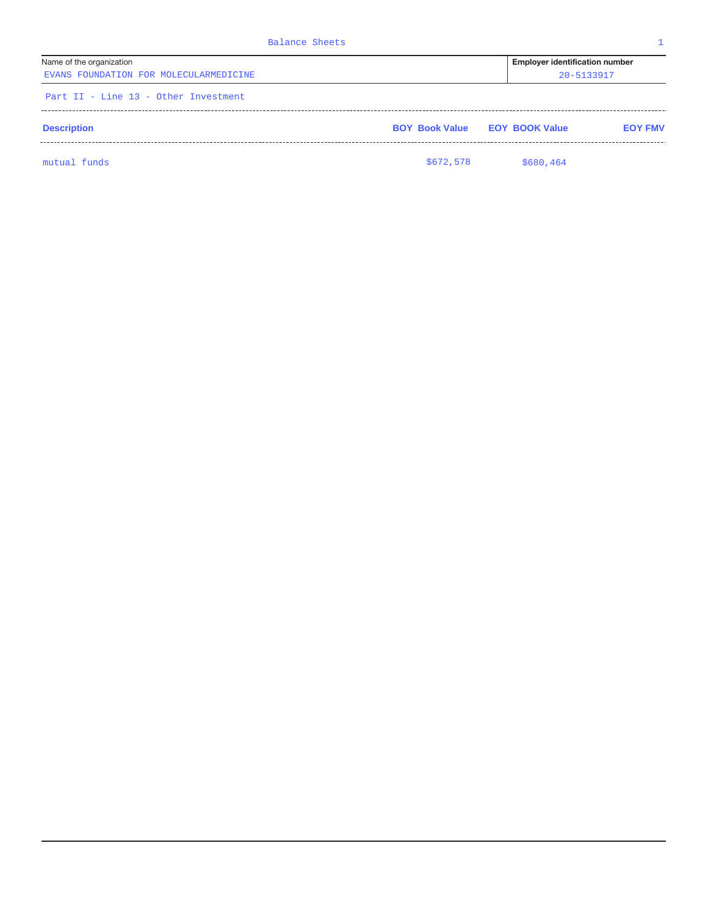# Balance Sheets

| Name of the organization | Employer identification number |
|---|---|
| EVANS FOUNDATION FOR MOLECULARMEDICINE | 20-5133917 |

Part II - Line 13 - Other Investment

| Description | BOY Book Value | EOY BOOK Value | EOY FMV |
|---|---|---|---|
| mutual funds | $672,578 | $680,464 | |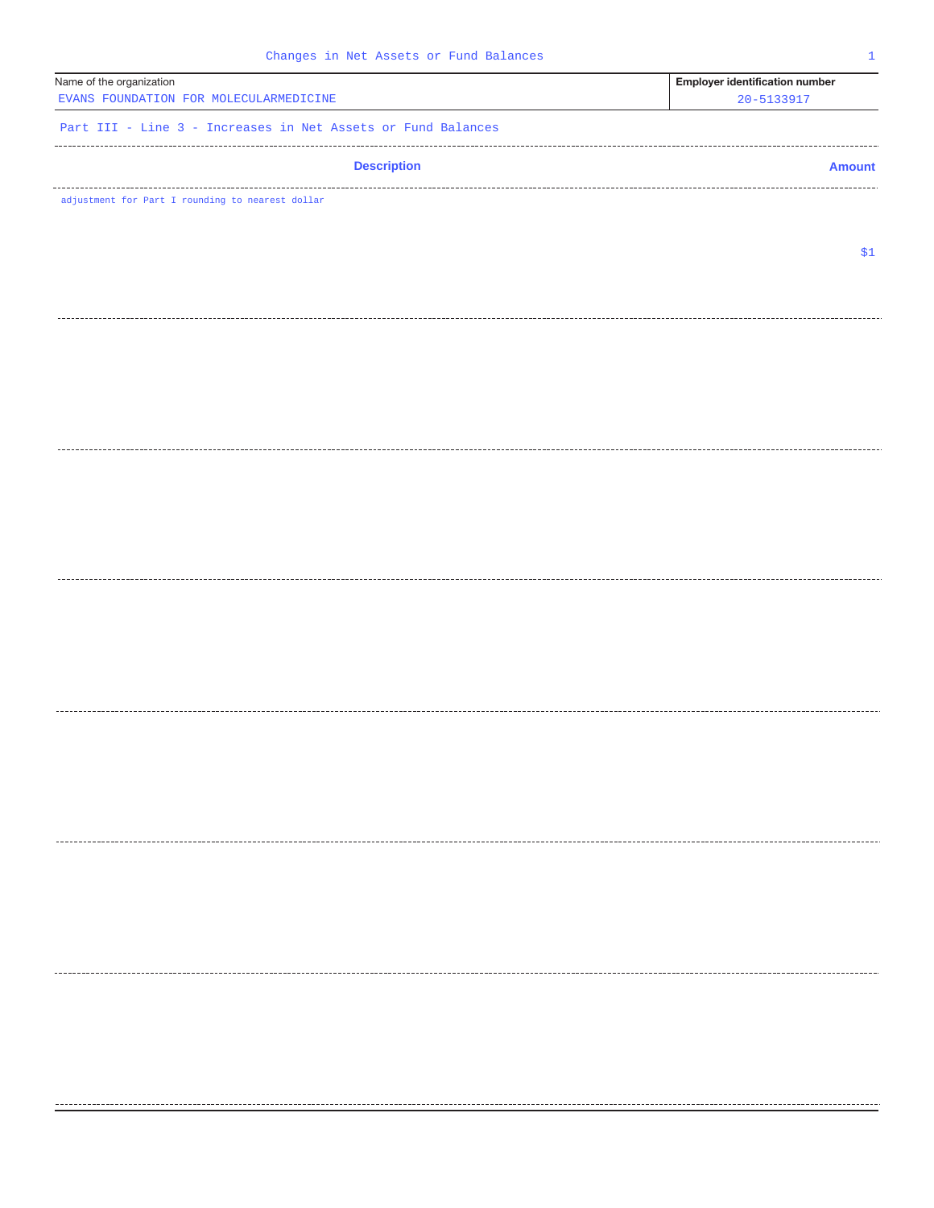# Changes in Net Assets or Fund Balances

| Name of the organization | Employer identification number |
|---|---|
| EVANS FOUNDATION FOR MOLECULARMEDICINE | 20-5133917 |

## Part III - Line 3 - Increases in Net Assets or Fund Balances

| Description | Amount |
|---|---|
| adjustment for Part I rounding to nearest dollar | $1 |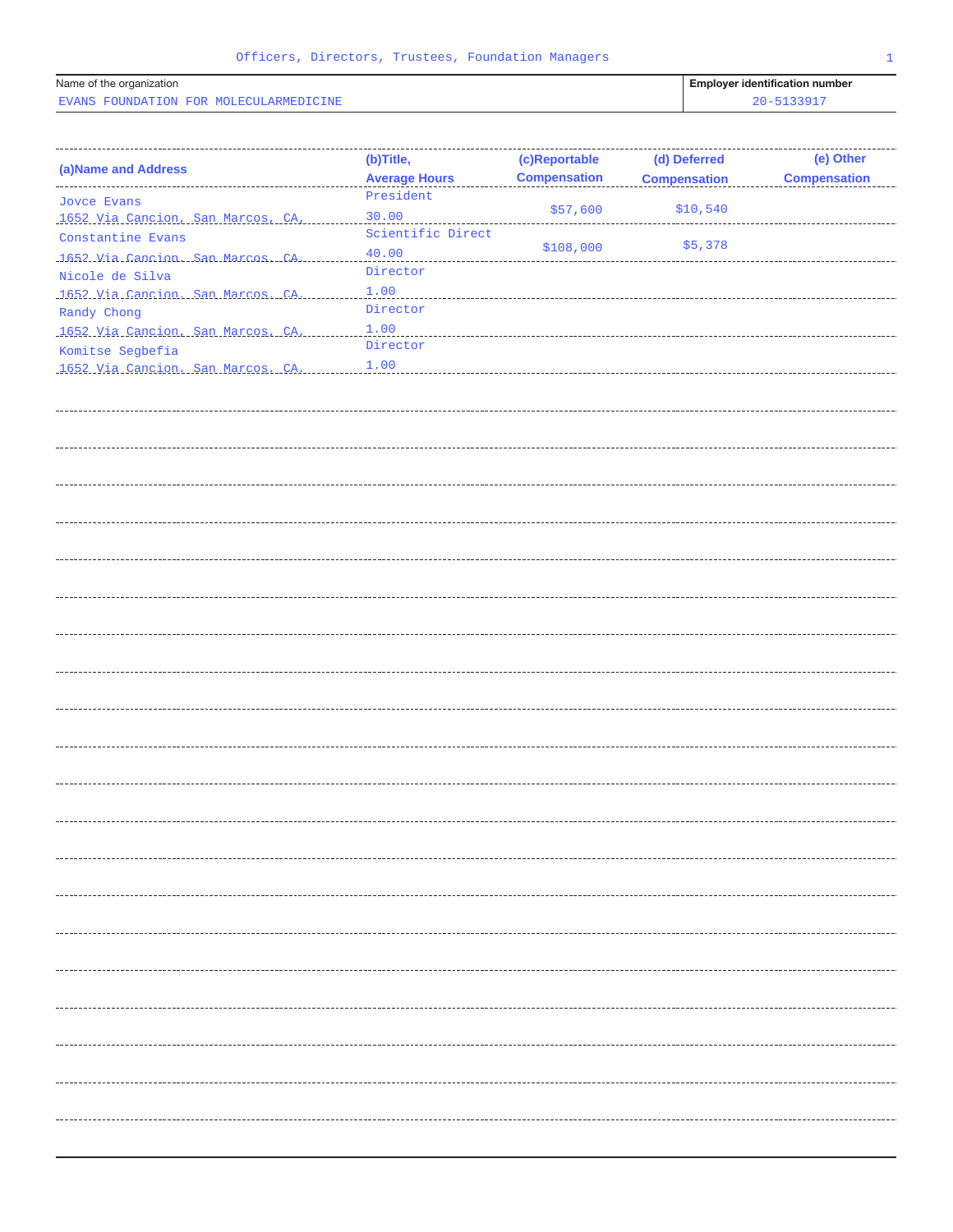# Officers, Directors, Trustees, Foundation Managers

| Name of the organization | Employer identification number |
|---|---|
| EVANS FOUNDATION FOR MOLECULARMEDICINE | 20-5133917 |

| (a)Name and Address | (b)Title, Average Hours | (c)Reportable Compensation | (d) Deferred Compensation | (e) Other Compensation |
|---|---|---|---|---|
| Jovce Evans<br>1652 Via Cancion, San Marcos, CA, | President<br>30.00 | $57,600 | $10,540 | |
| Constantine Evans<br>1652 Via Cancion, San Marcos, CA, | Scientific Direct<br>40.00 | $108,000 | $5,378 | |
| Nicole de Silva<br>1652 Via Cancion, San Marcos, CA, | Director<br>1.00 | | | |
| Randy Chong<br>1652 Via Cancion, San Marcos, CA, | Director<br>1.00 | | | |
| Komitse Segbefia<br>1652 Via Cancion, San Marcos, CA, | Director<br>1.00 | | | |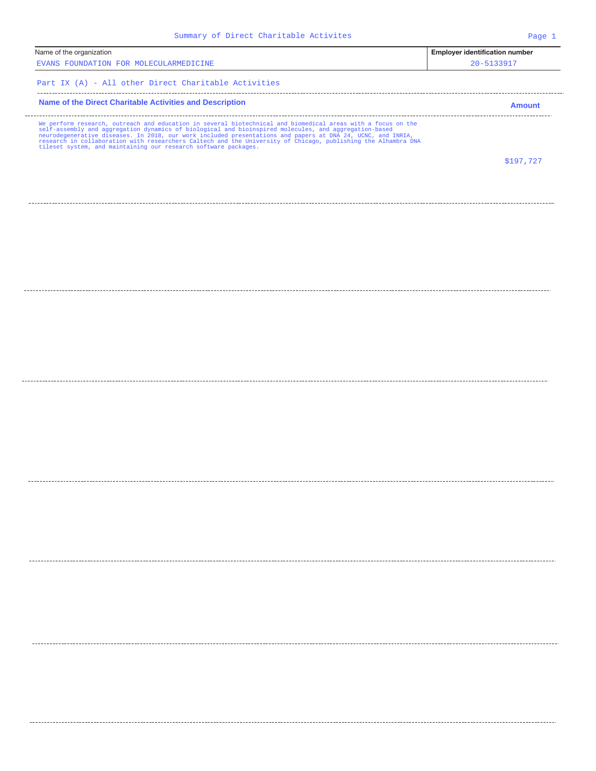# Summary of Direct Charitable Activites

| Name of the organization | Employer identification number |
|---|---|
| EVANS FOUNDATION FOR MOLECULARMEDICINE | 20-5133917 |

## Part IX (A) - All other Direct Charitable Activities

| Name of the Direct Charitable Activities and Description | Amount |
|---|---|
| We perform research, outreach and education in several biotechnical and biomedical areas with a focus on the self-assembly and aggregation dynamics of biological and bioinspired molecules, and aggregation-based neurodegenerative diseases. In 2018, our work included presentations and papers at DNA 24, UCNC, and INRIA, research in collaboration with researchers Caltech and the University of Chicago, publishing the Alhambra DNA tileset system, and maintaining our research software packages. | $197,727 |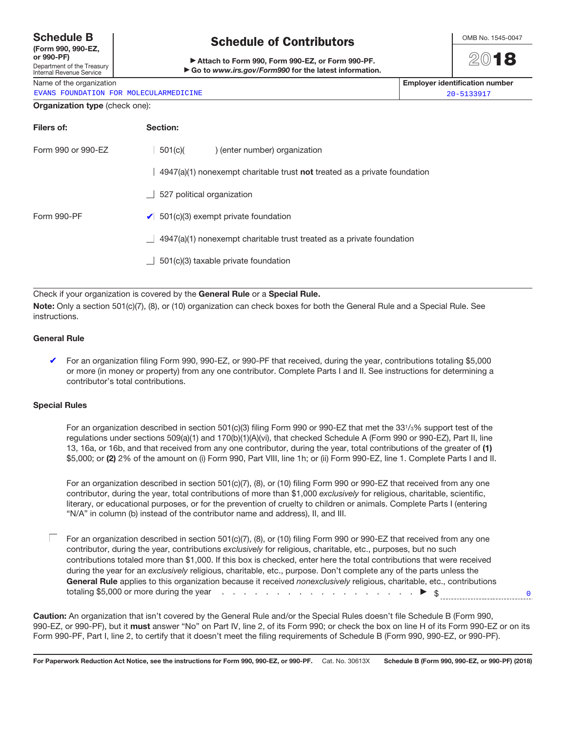# Schedule B (Form 990, 990-EZ, or 990-PF)

**Schedule of Contributors**

Department of the Treasury
Internal Revenue Service

▶ **Attach to Form 990, Form 990-EZ, or Form 990-PF.**
▶ **Go to *www.irs.gov/Form990* for the latest information.**

OMB No. 1545-0047

**2018**

| Name of the organization | Employer identification number |
|---|---|
| EVANS FOUNDATION FOR MOLECULARMEDICINE | 20-5133917 |

**Organization type** (check one):

| Filers of: | Section: |
|---|---|
| Form 990 or 990-EZ | ☐ 501(c)( ) (enter number) organization |
| | ☐ 4947(a)(1) nonexempt charitable trust **not** treated as a private foundation |
| | ☐ 527 political organization |
| Form 990-PF | ✔ 501(c)(3) exempt private foundation |
| | ☐ 4947(a)(1) nonexempt charitable trust treated as a private foundation |
| | ☐ 501(c)(3) taxable private foundation |

Check if your organization is covered by the **General Rule** or a **Special Rule.**

**Note:** Only a section 501(c)(7), (8), or (10) organization can check boxes for both the General Rule and a Special Rule. See instructions.

### General Rule

✔ For an organization filing Form 990, 990-EZ, or 990-PF that received, during the year, contributions totaling $5,000 or more (in money or property) from any one contributor. Complete Parts I and II. See instructions for determining a contributor's total contributions.

### Special Rules

☐ For an organization described in section 501(c)(3) filing Form 990 or 990-EZ that met the 33 1/3% support test of the regulations under sections 509(a)(1) and 170(b)(1)(A)(vi), that checked Schedule A (Form 990 or 990-EZ), Part II, line 13, 16a, or 16b, and that received from any one contributor, during the year, total contributions of the greater of **(1)** $5,000; or **(2)** 2% of the amount on (i) Form 990, Part VIII, line 1h; or (ii) Form 990-EZ, line 1. Complete Parts I and II.

☐ For an organization described in section 501(c)(7), (8), or (10) filing Form 990 or 990-EZ that received from any one contributor, during the year, total contributions of more than $1,000 *exclusively* for religious, charitable, scientific, literary, or educational purposes, or for the prevention of cruelty to children or animals. Complete Parts I (entering "N/A" in column (b) instead of the contributor name and address), II, and III.

☐ For an organization described in section 501(c)(7), (8), or (10) filing Form 990 or 990-EZ that received from any one contributor, during the year, contributions *exclusively* for religious, charitable, etc., purposes, but no such contributions totaled more than $1,000. If this box is checked, enter here the total contributions that were received during the year for an *exclusively* religious, charitable, etc., purpose. Don't complete any of the parts unless the **General Rule** applies to this organization because it received *nonexclusively* religious, charitable, etc., contributions totaling $5,000 or more during the year . . . . . . . . . . . . . . . . . . . . . ▶ $ 0

**Caution:** An organization that isn't covered by the General Rule and/or the Special Rules doesn't file Schedule B (Form 990, 990-EZ, or 990-PF), but it **must** answer "No" on Part IV, line 2, of its Form 990; or check the box on line H of its Form 990-EZ or on its Form 990-PF, Part I, line 2, to certify that it doesn't meet the filing requirements of Schedule B (Form 990, 990-EZ, or 990-PF).

**For Paperwork Reduction Act Notice, see the instructions for Form 990, 990-EZ, or 990-PF.** Cat. No. 30613X **Schedule B (Form 990, 990-EZ, or 990-PF) (2018)**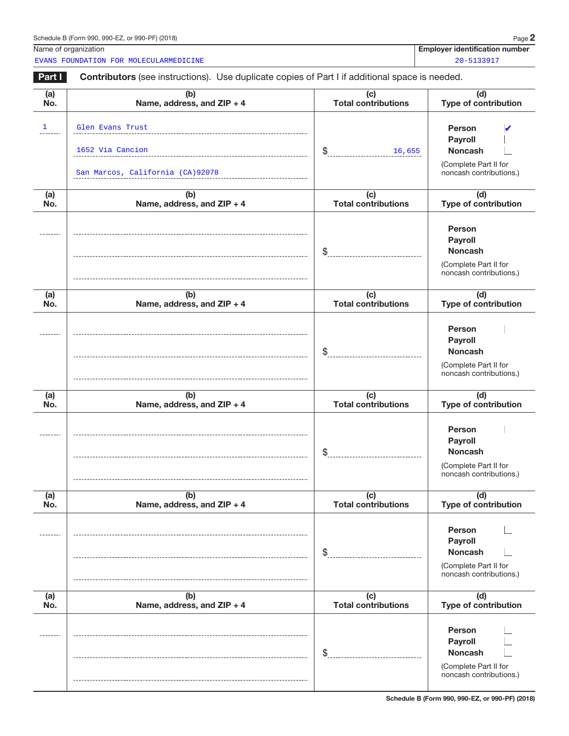Schedule B (Form 990, 990-EZ, or 990-PF) (2018)

Name of organization: EVANS FOUNDATION FOR MOLECULARMEDICINE

**Employer identification number**: 20-5133917

**Part I** **Contributors** (see instructions). Use duplicate copies of Part I if additional space is needed.

| (a) No. | (b) Name, address, and ZIP + 4 | (c) Total contributions | (d) Type of contribution |
|---|---|---|---|
| 1 | Glen Evans Trust<br>1652 Via Cancion<br>San Marcos, California (CA)92078 | $ 16,655 | Person ✔<br>Payroll<br>Noncash<br>(Complete Part II for noncash contributions.) |
| | | $ | Person<br>Payroll<br>Noncash<br>(Complete Part II for noncash contributions.) |
| | | $ | Person<br>Payroll<br>Noncash<br>(Complete Part II for noncash contributions.) |
| | | $ | Person<br>Payroll<br>Noncash<br>(Complete Part II for noncash contributions.) |
| | | $ | Person<br>Payroll<br>Noncash<br>(Complete Part II for noncash contributions.) |
| | | $ | Person<br>Payroll<br>Noncash<br>(Complete Part II for noncash contributions.) |

Schedule B (Form 990, 990-EZ, or 990-PF) (2018)